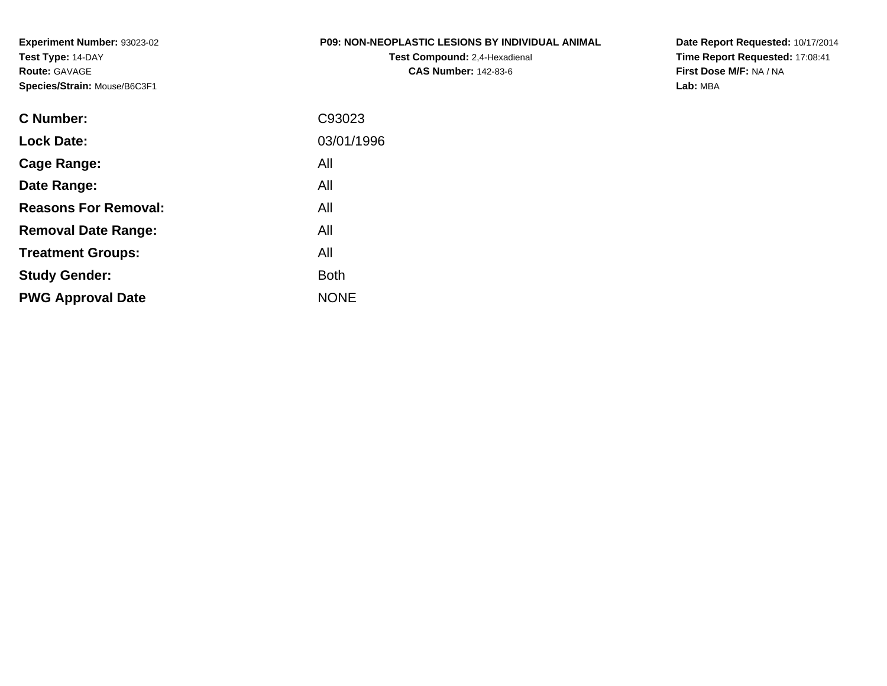**Experiment Number:** 93023-02
**Test Type:** 14-DAY
**Route:** GAVAGE
**Species/Strain:** Mouse/B6C3F1

**P09: NON-NEOPLASTIC LESIONS BY INDIVIDUAL ANIMAL**
**Test Compound:** 2,4-Hexadienal
**CAS Number:** 142-83-6

**Date Report Requested:** 10/17/2014
**Time Report Requested:** 17:08:41
**First Dose M/F:** NA / NA
**Lab:** MBA

| | |
|---|---|
| **C Number:** | C93023 |
| **Lock Date:** | 03/01/1996 |
| **Cage Range:** | All |
| **Date Range:** | All |
| **Reasons For Removal:** | All |
| **Removal Date Range:** | All |
| **Treatment Groups:** | All |
| **Study Gender:** | Both |
| **PWG Approval Date** | NONE |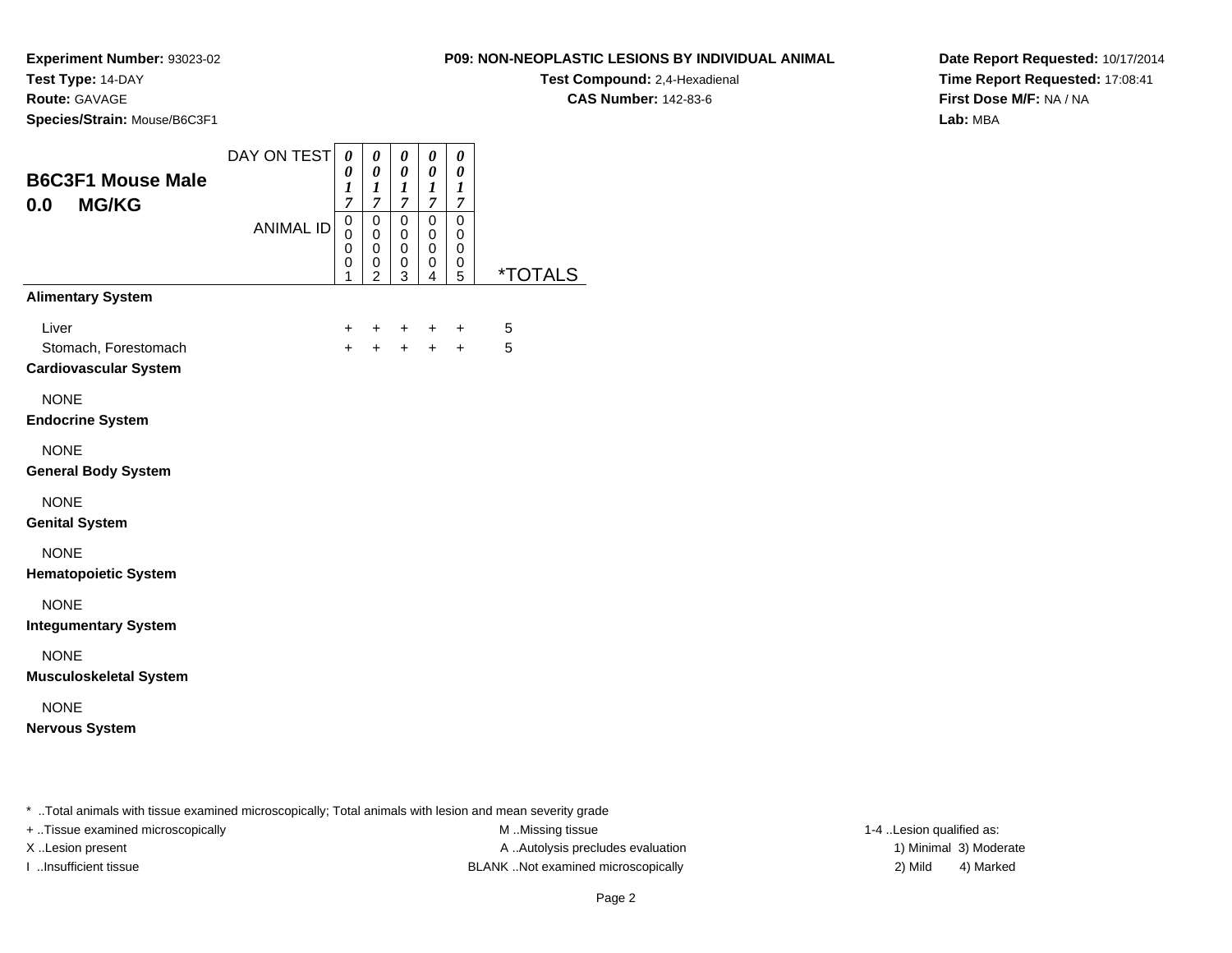**Experiment Number:** 93023-02
**Test Type:** 14-DAY
**Route:** GAVAGE
**Species/Strain:** Mouse/B6C3F1

## P09: NON-NEOPLASTIC LESIONS BY INDIVIDUAL ANIMAL

**Test Compound:** 2,4-Hexadienal
**CAS Number:** 142-83-6

**Date Report Requested:** 10/17/2014
**Time Report Requested:** 17:08:41
**First Dose M/F:** NA / NA
**Lab:** MBA

### B6C3F1 Mouse Male
### 0.0 MG/KG

| DAY ON TEST | 0017 | 0017 | 0017 | 0017 | 0017 | |
|---|---|---|---|---|---|---|
| **ANIMAL ID** | 00001 | 00002 | 00003 | 00004 | 00005 | ***TOTALS** |
| **Alimentary System** | | | | | | |
| Liver | + | + | + | + | + | 5 |
| Stomach, Forestomach | + | + | + | + | + | 5 |
| **Cardiovascular System** | | | | | | |
| NONE | | | | | | |
| **Endocrine System** | | | | | | |
| NONE | | | | | | |
| **General Body System** | | | | | | |
| NONE | | | | | | |
| **Genital System** | | | | | | |
| NONE | | | | | | |
| **Hematopoietic System** | | | | | | |
| NONE | | | | | | |
| **Integumentary System** | | | | | | |
| NONE | | | | | | |
| **Musculoskeletal System** | | | | | | |
| NONE | | | | | | |
| **Nervous System** | | | | | | |

* ..Total animals with tissue examined microscopically; Total animals with lesion and mean severity grade

+ ..Tissue examined microscopically
X ..Lesion present
I ..Insufficient tissue

M ..Missing tissue
A ..Autolysis precludes evaluation
BLANK ..Not examined microscopically

1-4 ..Lesion qualified as:
1) Minimal 3) Moderate
2) Mild 4) Marked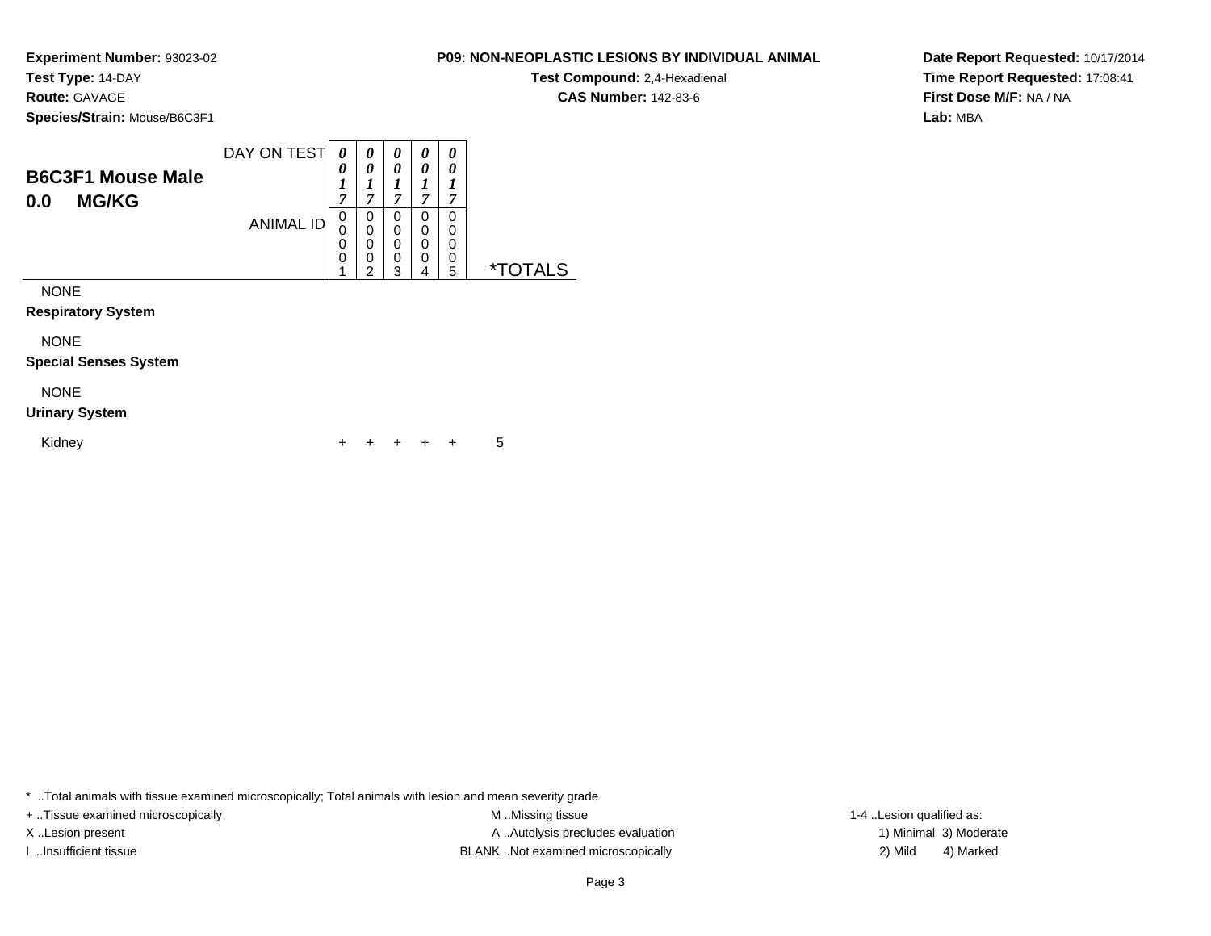**Experiment Number:** 93023-02
**Test Type:** 14-DAY
**Route:** GAVAGE
**Species/Strain:** Mouse/B6C3F1

**P09: NON-NEOPLASTIC LESIONS BY INDIVIDUAL ANIMAL**
**Test Compound:** 2,4-Hexadienal
**CAS Number:** 142-83-6

**Date Report Requested:** 10/17/2014
**Time Report Requested:** 17:08:41
**First Dose M/F:** NA / NA
**Lab:** MBA

## B6C3F1 Mouse Male 0.0 MG/KG

| DAY ON TEST | 0017 | 0017 | 0017 | 0017 | 0017 | |
|---|---|---|---|---|---|---|
| ANIMAL ID | 00001 | 00002 | 00003 | 00004 | 00005 | *TOTALS |
| NONE | | | | | | |
| **Respiratory System** | | | | | | |
| NONE | | | | | | |
| **Special Senses System** | | | | | | |
| NONE | | | | | | |
| **Urinary System** | | | | | | |
| Kidney | + | + | + | + | + | 5 |

* ..Total animals with tissue examined microscopically; Total animals with lesion and mean severity grade
+ ..Tissue examined microscopically
X ..Lesion present
I ..Insufficient tissue
M ..Missing tissue
A ..Autolysis precludes evaluation
BLANK ..Not examined microscopically
1-4 ..Lesion qualified as:
1) Minimal 3) Moderate
2) Mild 4) Marked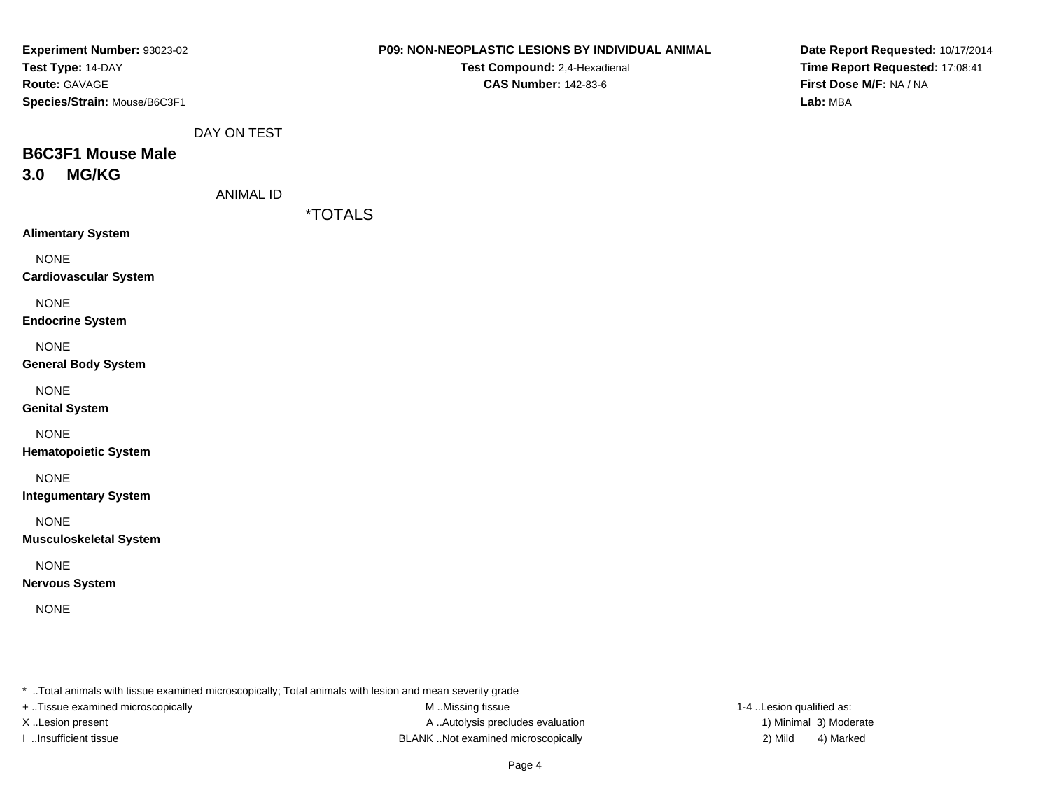**Experiment Number:** 93023-02
**Test Type:** 14-DAY
**Route:** GAVAGE
**Species/Strain:** Mouse/B6C3F1

**P09: NON-NEOPLASTIC LESIONS BY INDIVIDUAL ANIMAL**
**Test Compound:** 2,4-Hexadienal
**CAS Number:** 142-83-6

**Date Report Requested:** 10/17/2014
**Time Report Requested:** 17:08:41
**First Dose M/F:** NA / NA
**Lab:** MBA

DAY ON TEST

## B6C3F1 Mouse Male
## 3.0 MG/KG

ANIMAL ID

| | *TOTALS |
|---|---|
| **Alimentary System** | |
| NONE | |
| **Cardiovascular System** | |
| NONE | |
| **Endocrine System** | |
| NONE | |
| **General Body System** | |
| NONE | |
| **Genital System** | |
| NONE | |
| **Hematopoietic System** | |
| NONE | |
| **Integumentary System** | |
| NONE | |
| **Musculoskeletal System** | |
| NONE | |
| **Nervous System** | |
| NONE | |

* ..Total animals with tissue examined microscopically; Total animals with lesion and mean severity grade
+ ..Tissue examined microscopically
X ..Lesion present
I ..Insufficient tissue
M ..Missing tissue
A ..Autolysis precludes evaluation
BLANK ..Not examined microscopically
1-4 ..Lesion qualified as:
1) Minimal 3) Moderate
2) Mild 4) Marked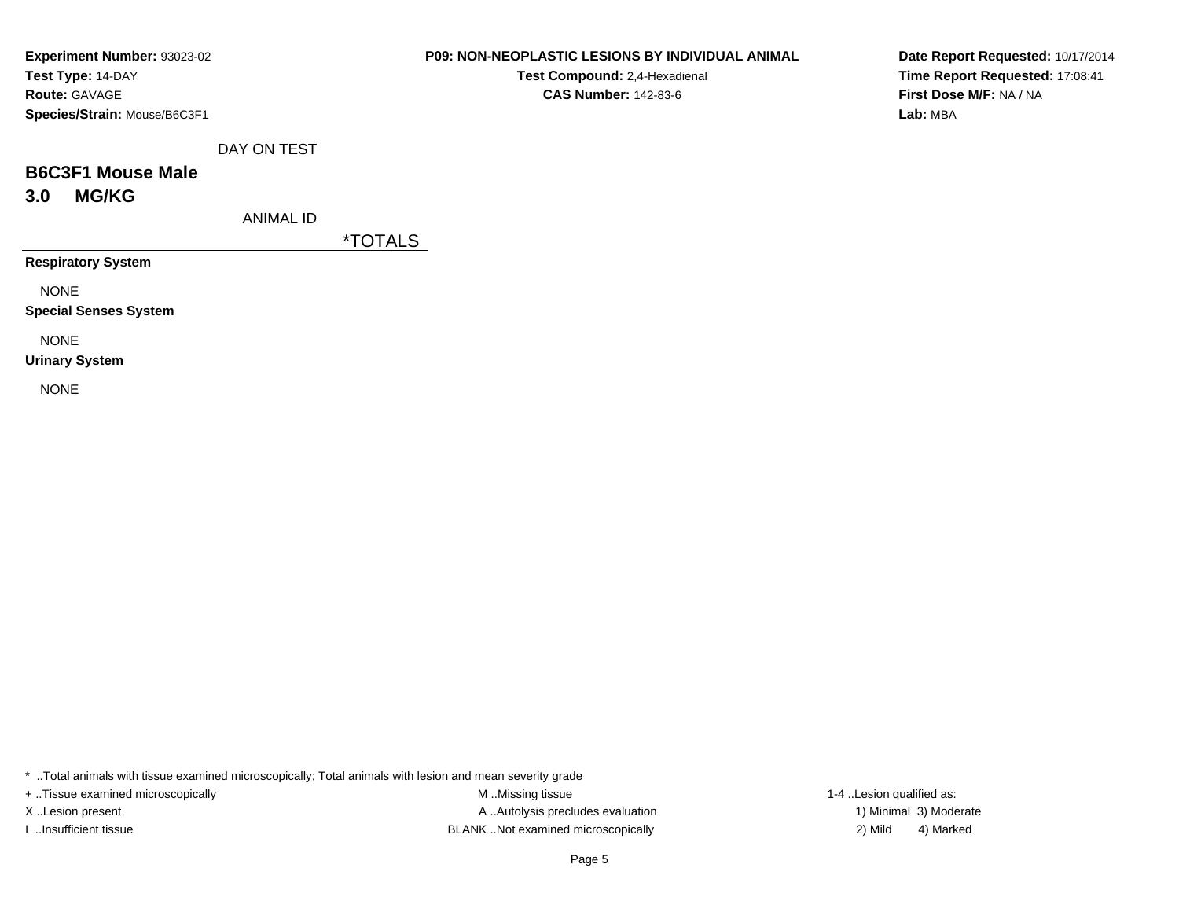**Experiment Number:** 93023-02
**Test Type:** 14-DAY
**Route:** GAVAGE
**Species/Strain:** Mouse/B6C3F1

**P09: NON-NEOPLASTIC LESIONS BY INDIVIDUAL ANIMAL**
**Test Compound:** 2,4-Hexadienal
**CAS Number:** 142-83-6

**Date Report Requested:** 10/17/2014
**Time Report Requested:** 17:08:41
**First Dose M/F:** NA / NA
**Lab:** MBA

DAY ON TEST

## B6C3F1 Mouse Male
## 3.0 MG/KG

ANIMAL ID

| | *TOTALS |
|---|---|
| **Respiratory System** | |
| NONE | |
| **Special Senses System** | |
| NONE | |
| **Urinary System** | |
| NONE | |

* ..Total animals with tissue examined microscopically; Total animals with lesion and mean severity grade

+ ..Tissue examined microscopically
X ..Lesion present
I ..Insufficient tissue

M ..Missing tissue
A ..Autolysis precludes evaluation
BLANK ..Not examined microscopically

1-4 ..Lesion qualified as:
1) Minimal 3) Moderate
2) Mild 4) Marked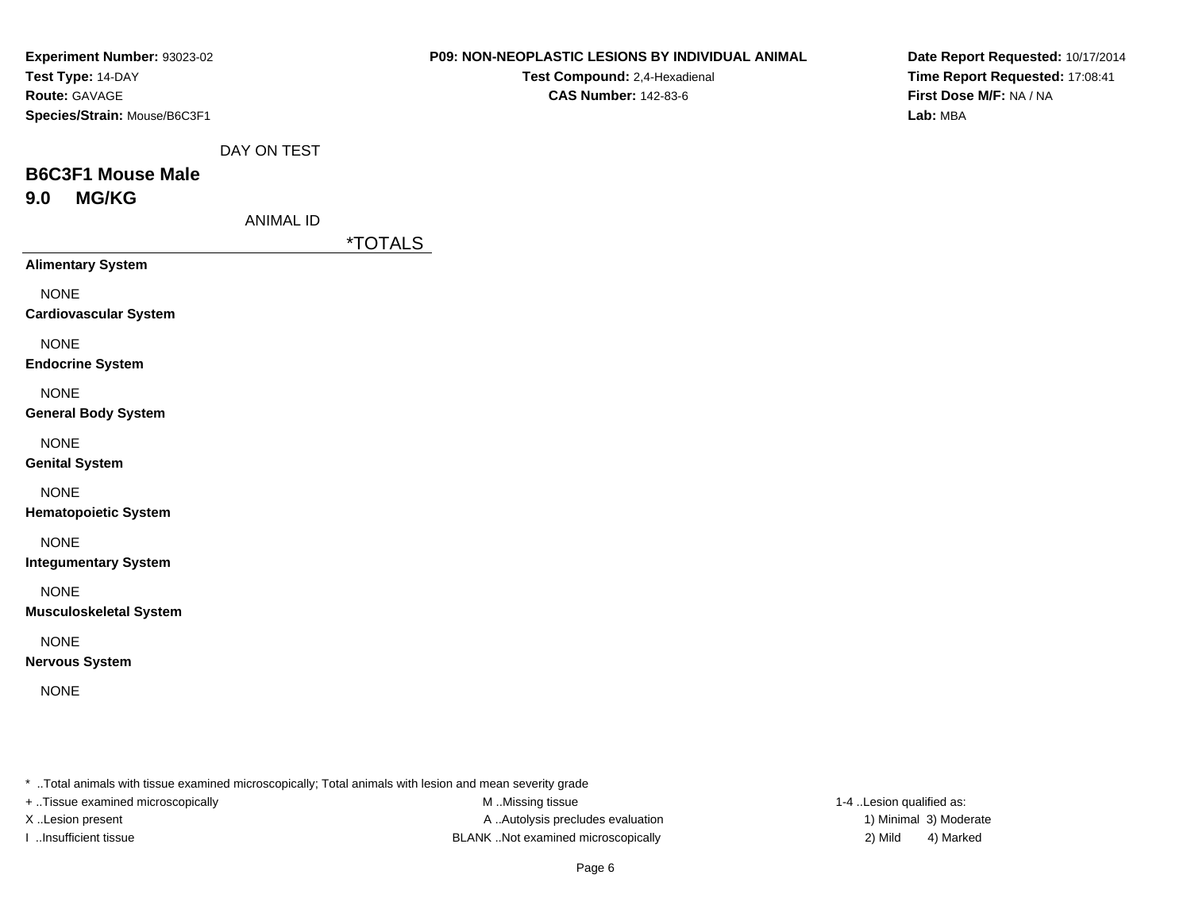**Experiment Number:** 93023-02
**Test Type:** 14-DAY
**Route:** GAVAGE
**Species/Strain:** Mouse/B6C3F1

**P09: NON-NEOPLASTIC LESIONS BY INDIVIDUAL ANIMAL**
**Test Compound:** 2,4-Hexadienal
**CAS Number:** 142-83-6

**Date Report Requested:** 10/17/2014
**Time Report Requested:** 17:08:41
**First Dose M/F:** NA / NA
**Lab:** MBA

DAY ON TEST

## B6C3F1 Mouse Male
## 9.0 MG/KG

ANIMAL ID

| | *TOTALS |
|---|---|
| **Alimentary System** | |
| NONE | |
| **Cardiovascular System** | |
| NONE | |
| **Endocrine System** | |
| NONE | |
| **General Body System** | |
| NONE | |
| **Genital System** | |
| NONE | |
| **Hematopoietic System** | |
| NONE | |
| **Integumentary System** | |
| NONE | |
| **Musculoskeletal System** | |
| NONE | |
| **Nervous System** | |
| NONE | |

* ..Total animals with tissue examined microscopically; Total animals with lesion and mean severity grade
+ ..Tissue examined microscopically
X ..Lesion present
I ..Insufficient tissue
M ..Missing tissue
A ..Autolysis precludes evaluation
BLANK ..Not examined microscopically
1-4 ..Lesion qualified as:
1) Minimal 3) Moderate
2) Mild 4) Marked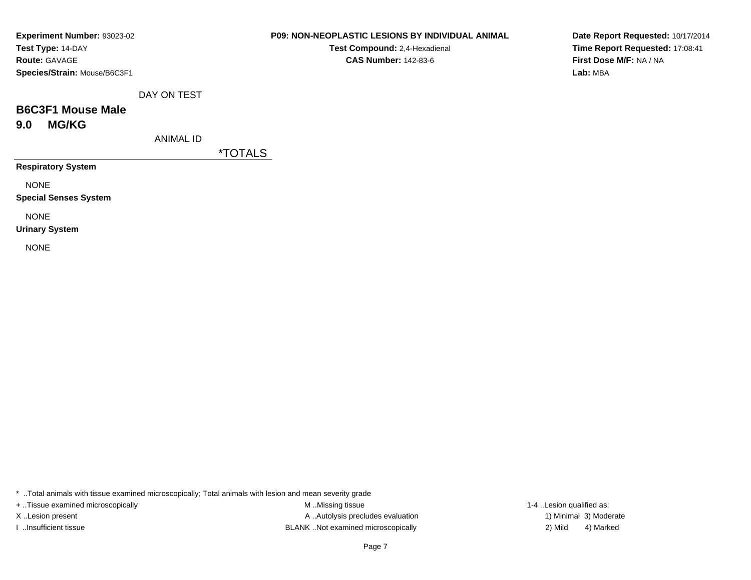**Experiment Number:** 93023-02
**Test Type:** 14-DAY
**Route:** GAVAGE
**Species/Strain:** Mouse/B6C3F1

**P09: NON-NEOPLASTIC LESIONS BY INDIVIDUAL ANIMAL**
**Test Compound:** 2,4-Hexadienal
**CAS Number:** 142-83-6

**Date Report Requested:** 10/17/2014
**Time Report Requested:** 17:08:41
**First Dose M/F:** NA / NA
**Lab:** MBA

DAY ON TEST

## B6C3F1 Mouse Male
## 9.0 MG/KG

ANIMAL ID

*TOTALS

**Respiratory System**

NONE

**Special Senses System**

NONE

**Urinary System**

NONE

* ..Total animals with tissue examined microscopically; Total animals with lesion and mean severity grade

+ ..Tissue examined microscopically
X ..Lesion present
I ..Insufficient tissue

M ..Missing tissue
A ..Autolysis precludes evaluation
BLANK ..Not examined microscopically

1-4 ..Lesion qualified as:
1) Minimal 3) Moderate
2) Mild 4) Marked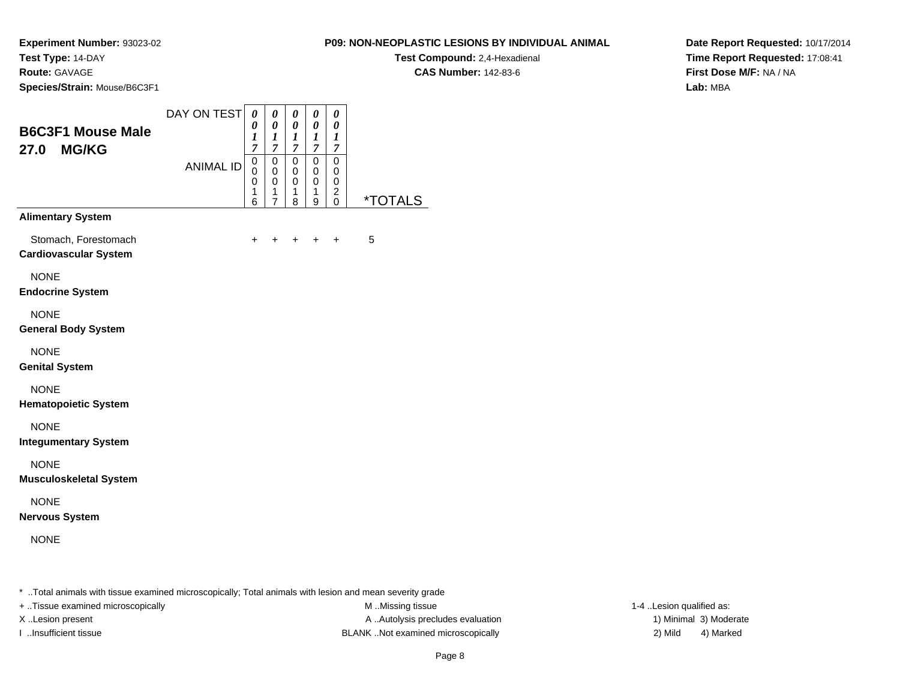**Experiment Number:** 93023-02
**Test Type:** 14-DAY
**Route:** GAVAGE
**Species/Strain:** Mouse/B6C3F1

**P09: NON-NEOPLASTIC LESIONS BY INDIVIDUAL ANIMAL**
**Test Compound:** 2,4-Hexadienal
**CAS Number:** 142-83-6

**Date Report Requested:** 10/17/2014
**Time Report Requested:** 17:08:41
**First Dose M/F:** NA / NA
**Lab:** MBA

## B6C3F1 Mouse Male
## 27.0 MG/KG

| DAY ON TEST | 0017 | 0017 | 0017 | 0017 | 0017 | |
|---|---|---|---|---|---|---|
| **ANIMAL ID** | 00016 | 00017 | 00018 | 00019 | 00020 | ***TOTALS** |
| **Alimentary System** | | | | | | |
| Stomach, Forestomach | + | + | + | + | + | 5 |
| **Cardiovascular System** | | | | | | |
| NONE | | | | | | |
| **Endocrine System** | | | | | | |
| NONE | | | | | | |
| **General Body System** | | | | | | |
| NONE | | | | | | |
| **Genital System** | | | | | | |
| NONE | | | | | | |
| **Hematopoietic System** | | | | | | |
| NONE | | | | | | |
| **Integumentary System** | | | | | | |
| NONE | | | | | | |
| **Musculoskeletal System** | | | | | | |
| NONE | | | | | | |
| **Nervous System** | | | | | | |
| NONE | | | | | | |

* ..Total animals with tissue examined microscopically; Total animals with lesion and mean severity grade
+ ..Tissue examined microscopically
X ..Lesion present
I ..Insufficient tissue

M ..Missing tissue
A ..Autolysis precludes evaluation
BLANK ..Not examined microscopically

1-4 ..Lesion qualified as:
1) Minimal 3) Moderate
2) Mild 4) Marked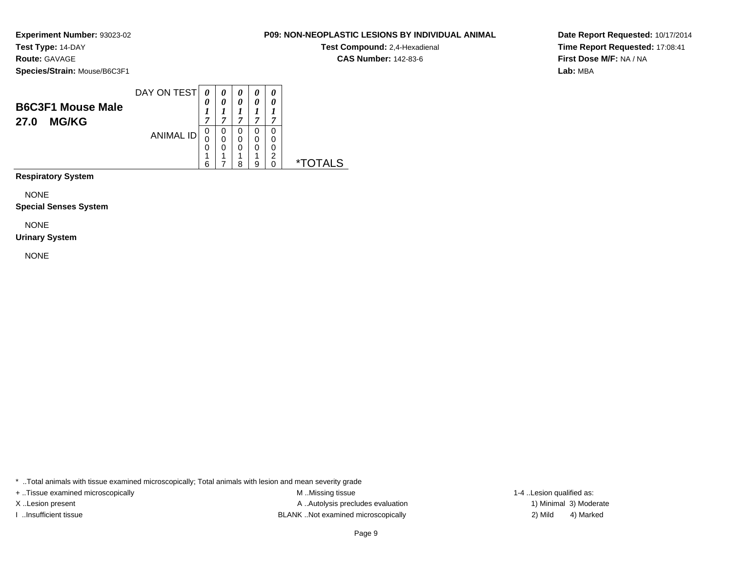**Experiment Number:** 93023-02
**Test Type:** 14-DAY
**Route:** GAVAGE
**Species/Strain:** Mouse/B6C3F1

**P09: NON-NEOPLASTIC LESIONS BY INDIVIDUAL ANIMAL**
**Test Compound:** 2,4-Hexadienal
**CAS Number:** 142-83-6

**Date Report Requested:** 10/17/2014
**Time Report Requested:** 17:08:41
**First Dose M/F:** NA / NA
**Lab:** MBA

**B6C3F1 Mouse Male**
**27.0 MG/KG**

| | | | | | | |
|---|---|---|---|---|---|---|
| DAY ON TEST | 0017 | 0017 | 0017 | 0017 | 0017 | |
| ANIMAL ID | 00016 | 00017 | 00018 | 00019 | 00020 | *TOTALS |

**Respiratory System**

NONE

**Special Senses System**

NONE

**Urinary System**

NONE

* ..Total animals with tissue examined microscopically; Total animals with lesion and mean severity grade
+ ..Tissue examined microscopically
X ..Lesion present
I ..Insufficient tissue

M ..Missing tissue
A ..Autolysis precludes evaluation
BLANK ..Not examined microscopically

1-4 ..Lesion qualified as:
1) Minimal 3) Moderate
2) Mild 4) Marked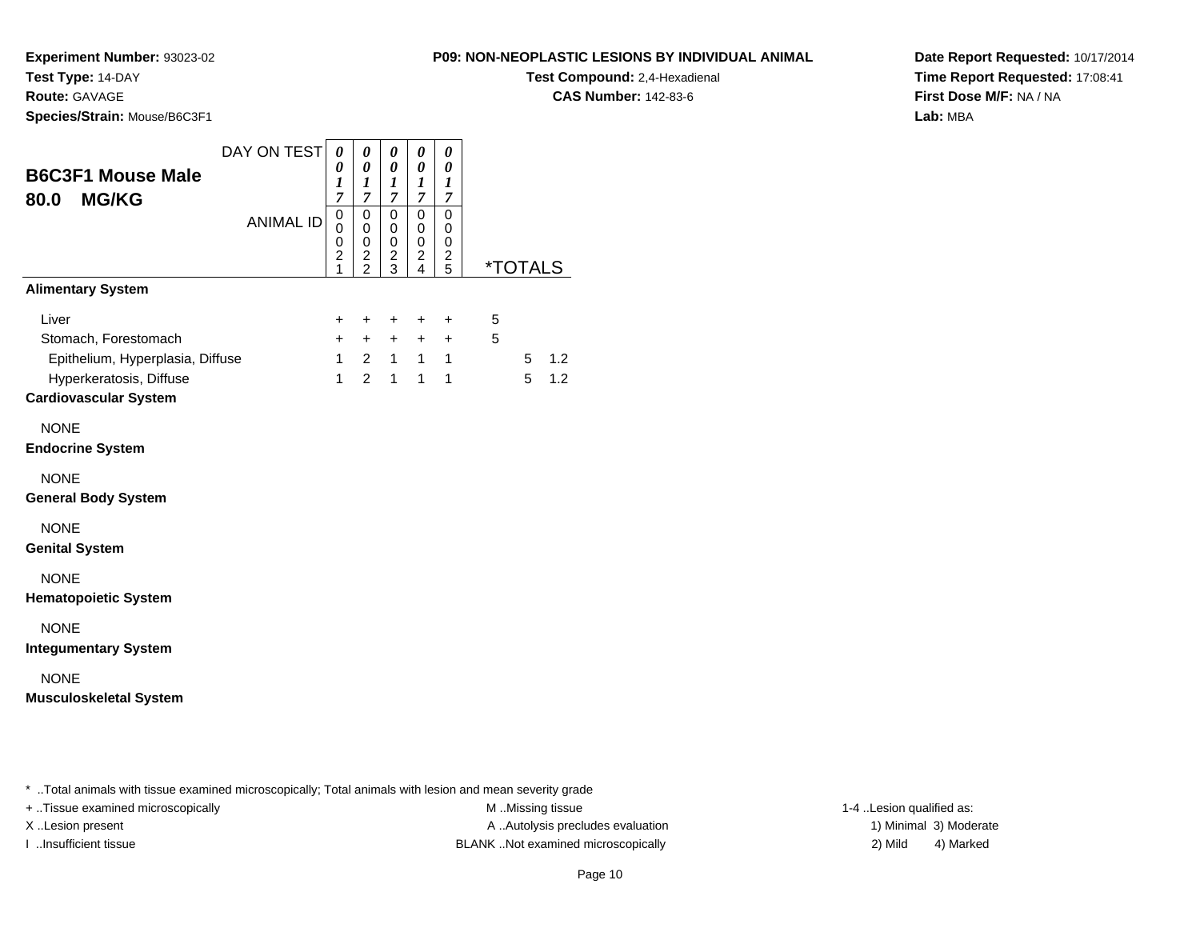**Experiment Number:** 93023-02
**Test Type:** 14-DAY
**Route:** GAVAGE
**Species/Strain:** Mouse/B6C3F1

**P09: NON-NEOPLASTIC LESIONS BY INDIVIDUAL ANIMAL**
**Test Compound:** 2,4-Hexadienal
**CAS Number:** 142-83-6

**Date Report Requested:** 10/17/2014
**Time Report Requested:** 17:08:41
**First Dose M/F:** NA / NA
**Lab:** MBA

## B6C3F1 Mouse Male
## 80.0 MG/KG

| DAY ON TEST | 0017 | 0017 | 0017 | 0017 | 0017 | | | |
|---|---|---|---|---|---|---|---|---|
| ANIMAL ID | 00021 | 00022 | 00023 | 00024 | 00025 | *TOTALS | | |
| **Alimentary System** | | | | | | | | |
| Liver | + | + | + | + | + | 5 | | |
| Stomach, Forestomach | + | + | + | + | + | 5 | | |
| Epithelium, Hyperplasia, Diffuse | 1 | 2 | 1 | 1 | 1 | | 5 | 1.2 |
| Hyperkeratosis, Diffuse | 1 | 2 | 1 | 1 | 1 | | 5 | 1.2 |
| **Cardiovascular System** | | | | | | | | |
| NONE | | | | | | | | |
| **Endocrine System** | | | | | | | | |
| NONE | | | | | | | | |
| **General Body System** | | | | | | | | |
| NONE | | | | | | | | |
| **Genital System** | | | | | | | | |
| NONE | | | | | | | | |
| **Hematopoietic System** | | | | | | | | |
| NONE | | | | | | | | |
| **Integumentary System** | | | | | | | | |
| NONE | | | | | | | | |
| **Musculoskeletal System** | | | | | | | | |

* ..Total animals with tissue examined microscopically; Total animals with lesion and mean severity grade

+ ..Tissue examined microscopically
X ..Lesion present
I ..Insufficient tissue

M ..Missing tissue
A ..Autolysis precludes evaluation
BLANK ..Not examined microscopically

1-4 ..Lesion qualified as:
1) Minimal 3) Moderate
2) Mild 4) Marked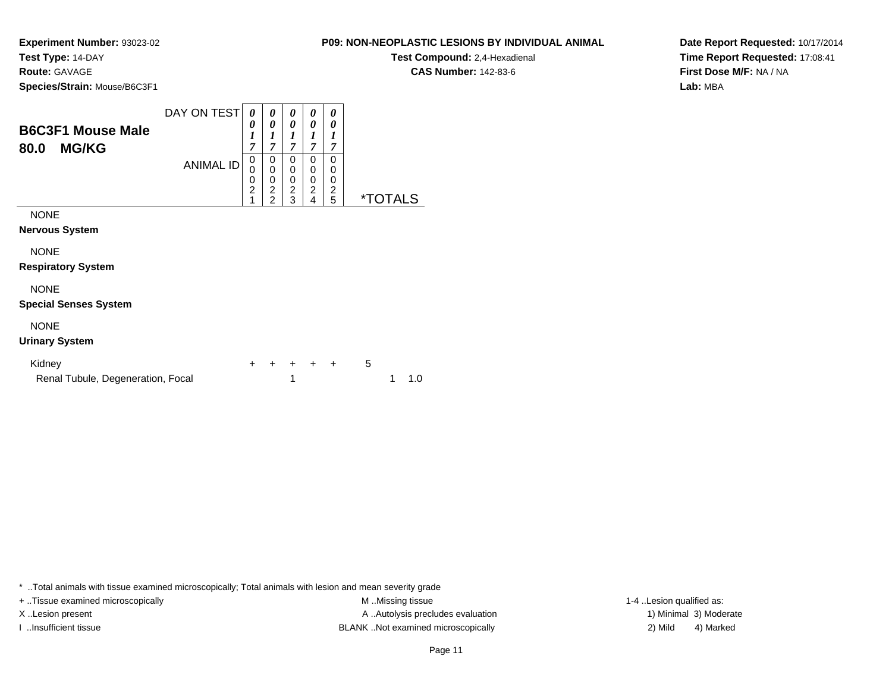**Experiment Number:** 93023-02
**Test Type:** 14-DAY
**Route:** GAVAGE
**Species/Strain:** Mouse/B6C3F1

**P09: NON-NEOPLASTIC LESIONS BY INDIVIDUAL ANIMAL**
**Test Compound:** 2,4-Hexadienal
**CAS Number:** 142-83-6

**Date Report Requested:** 10/17/2014
**Time Report Requested:** 17:08:41
**First Dose M/F:** NA / NA
**Lab:** MBA

## B6C3F1 Mouse Male
## 80.0 MG/KG

| DAY ON TEST | 0017 | 0017 | 0017 | 0017 | 0017 | | |
|---|---|---|---|---|---|---|---|
| ANIMAL ID | 00021 | 00022 | 00023 | 00024 | 00025 | *TOTALS | |
| NONE | | | | | | | |
| **Nervous System** | | | | | | | |
| NONE | | | | | | | |
| **Respiratory System** | | | | | | | |
| NONE | | | | | | | |
| **Special Senses System** | | | | | | | |
| NONE | | | | | | | |
| **Urinary System** | | | | | | | |
| Kidney | + | + | + | + | + | 5 | |
| Renal Tubule, Degeneration, Focal | | | 1 | | | 1 | 1.0 |

* ..Total animals with tissue examined microscopically; Total animals with lesion and mean severity grade
+ ..Tissue examined microscopically
X ..Lesion present
I ..Insufficient tissue
M ..Missing tissue
A ..Autolysis precludes evaluation
BLANK ..Not examined microscopically
1-4 ..Lesion qualified as:
1) Minimal 3) Moderate
2) Mild 4) Marked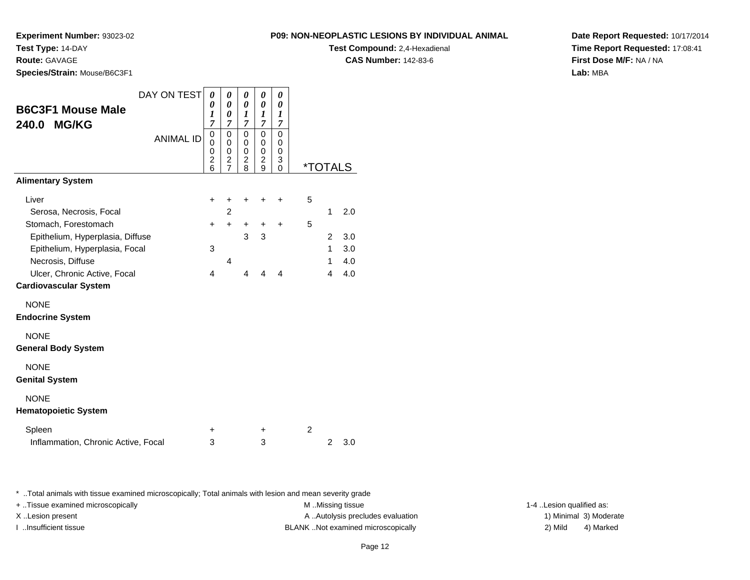**Experiment Number:** 93023-02
**Test Type:** 14-DAY
**Route:** GAVAGE
**Species/Strain:** Mouse/B6C3F1

**P09: NON-NEOPLASTIC LESIONS BY INDIVIDUAL ANIMAL**
**Test Compound:** 2,4-Hexadienal
**CAS Number:** 142-83-6

**Date Report Requested:** 10/17/2014
**Time Report Requested:** 17:08:41
**First Dose M/F:** NA / NA
**Lab:** MBA

## B6C3F1 Mouse Male 240.0 MG/KG

| DAY ON TEST | 0017 | 0007 | 0017 | 0017 | 0017 | *TOTALS | | |
|---|---|---|---|---|---|---|---|---|
| ANIMAL ID | 00026 | 00027 | 00028 | 00029 | 00030 | | | |
| **Alimentary System** | | | | | | | | |
| Liver | + | + | + | + | + | 5 | | |
| Serosa, Necrosis, Focal | | 2 | | | | | 1 | 2.0 |
| Stomach, Forestomach | + | + | + | + | + | 5 | | |
| Epithelium, Hyperplasia, Diffuse | | | 3 | 3 | | | 2 | 3.0 |
| Epithelium, Hyperplasia, Focal | 3 | | | | | | 1 | 3.0 |
| Necrosis, Diffuse | | 4 | | | | | 1 | 4.0 |
| Ulcer, Chronic Active, Focal | 4 | | 4 | 4 | 4 | | 4 | 4.0 |
| **Cardiovascular System** | | | | | | | | |
| NONE | | | | | | | | |
| **Endocrine System** | | | | | | | | |
| NONE | | | | | | | | |
| **General Body System** | | | | | | | | |
| NONE | | | | | | | | |
| **Genital System** | | | | | | | | |
| NONE | | | | | | | | |
| **Hematopoietic System** | | | | | | | | |
| Spleen | + | | | + | | 2 | | |
| Inflammation, Chronic Active, Focal | 3 | | | 3 | | | 2 | 3.0 |

* ..Total animals with tissue examined microscopically; Total animals with lesion and mean severity grade

+ ..Tissue examined microscopically
X ..Lesion present
I ..Insufficient tissue

M ..Missing tissue
A ..Autolysis precludes evaluation
BLANK ..Not examined microscopically

1-4 ..Lesion qualified as:
1) Minimal 3) Moderate
2) Mild 4) Marked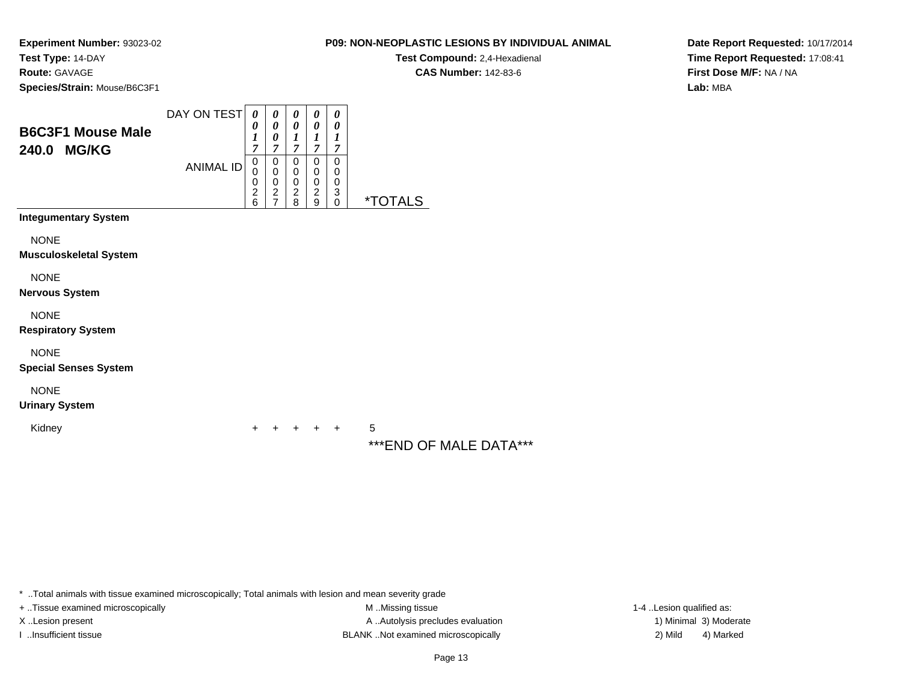**Experiment Number:** 93023-02
**Test Type:** 14-DAY
**Route:** GAVAGE
**Species/Strain:** Mouse/B6C3F1

**P09: NON-NEOPLASTIC LESIONS BY INDIVIDUAL ANIMAL**
**Test Compound:** 2,4-Hexadienal
**CAS Number:** 142-83-6

**Date Report Requested:** 10/17/2014
**Time Report Requested:** 17:08:41
**First Dose M/F:** NA / NA
**Lab:** MBA

## B6C3F1 Mouse Male 240.0 MG/KG

| DAY ON TEST | 0017 | 0007 | 0017 | 0017 | 0017 | |
|---|---|---|---|---|---|---|
| ANIMAL ID | 00026 | 00027 | 00028 | 00029 | 00030 | *TOTALS |
| **Integumentary System** | | | | | | |
| NONE | | | | | | |
| **Musculoskeletal System** | | | | | | |
| NONE | | | | | | |
| **Nervous System** | | | | | | |
| NONE | | | | | | |
| **Respiratory System** | | | | | | |
| NONE | | | | | | |
| **Special Senses System** | | | | | | |
| NONE | | | | | | |
| **Urinary System** | | | | | | |
| Kidney | + | + | + | + | + | 5 |

***END OF MALE DATA***

* ..Total animals with tissue examined microscopically; Total animals with lesion and mean severity grade
+ ..Tissue examined microscopically
X ..Lesion present
I ..Insufficient tissue
M ..Missing tissue
A ..Autolysis precludes evaluation
BLANK ..Not examined microscopically
1-4 ..Lesion qualified as:
1) Minimal 3) Moderate
2) Mild 4) Marked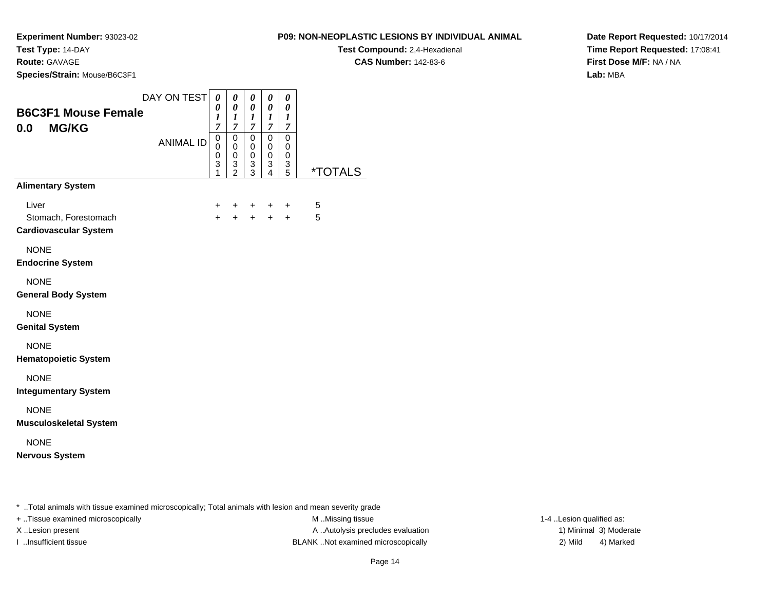**Experiment Number:** 93023-02
**Test Type:** 14-DAY
**Route:** GAVAGE
**Species/Strain:** Mouse/B6C3F1

**P09: NON-NEOPLASTIC LESIONS BY INDIVIDUAL ANIMAL**
**Test Compound:** 2,4-Hexadienal
**CAS Number:** 142-83-6

**Date Report Requested:** 10/17/2014
**Time Report Requested:** 17:08:41
**First Dose M/F:** NA / NA
**Lab:** MBA

## B6C3F1 Mouse Female
## 0.0 MG/KG

| DAY ON TEST | 0017 | 0017 | 0017 | 0017 | 0017 | |
|---|---|---|---|---|---|---|
| **ANIMAL ID** | 00031 | 00032 | 00033 | 00034 | 00035 | ***TOTALS** |
| **Alimentary System** | | | | | | |
| Liver | + | + | + | + | + | 5 |
| Stomach, Forestomach | + | + | + | + | + | 5 |
| **Cardiovascular System** | | | | | | |
| NONE | | | | | | |
| **Endocrine System** | | | | | | |
| NONE | | | | | | |
| **General Body System** | | | | | | |
| NONE | | | | | | |
| **Genital System** | | | | | | |
| NONE | | | | | | |
| **Hematopoietic System** | | | | | | |
| NONE | | | | | | |
| **Integumentary System** | | | | | | |
| NONE | | | | | | |
| **Musculoskeletal System** | | | | | | |
| NONE | | | | | | |
| **Nervous System** | | | | | | |

* ..Total animals with tissue examined microscopically; Total animals with lesion and mean severity grade
+ ..Tissue examined microscopically
X ..Lesion present
I ..Insufficient tissue
M ..Missing tissue
A ..Autolysis precludes evaluation
BLANK ..Not examined microscopically
1-4 ..Lesion qualified as:
1) Minimal 3) Moderate
2) Mild 4) Marked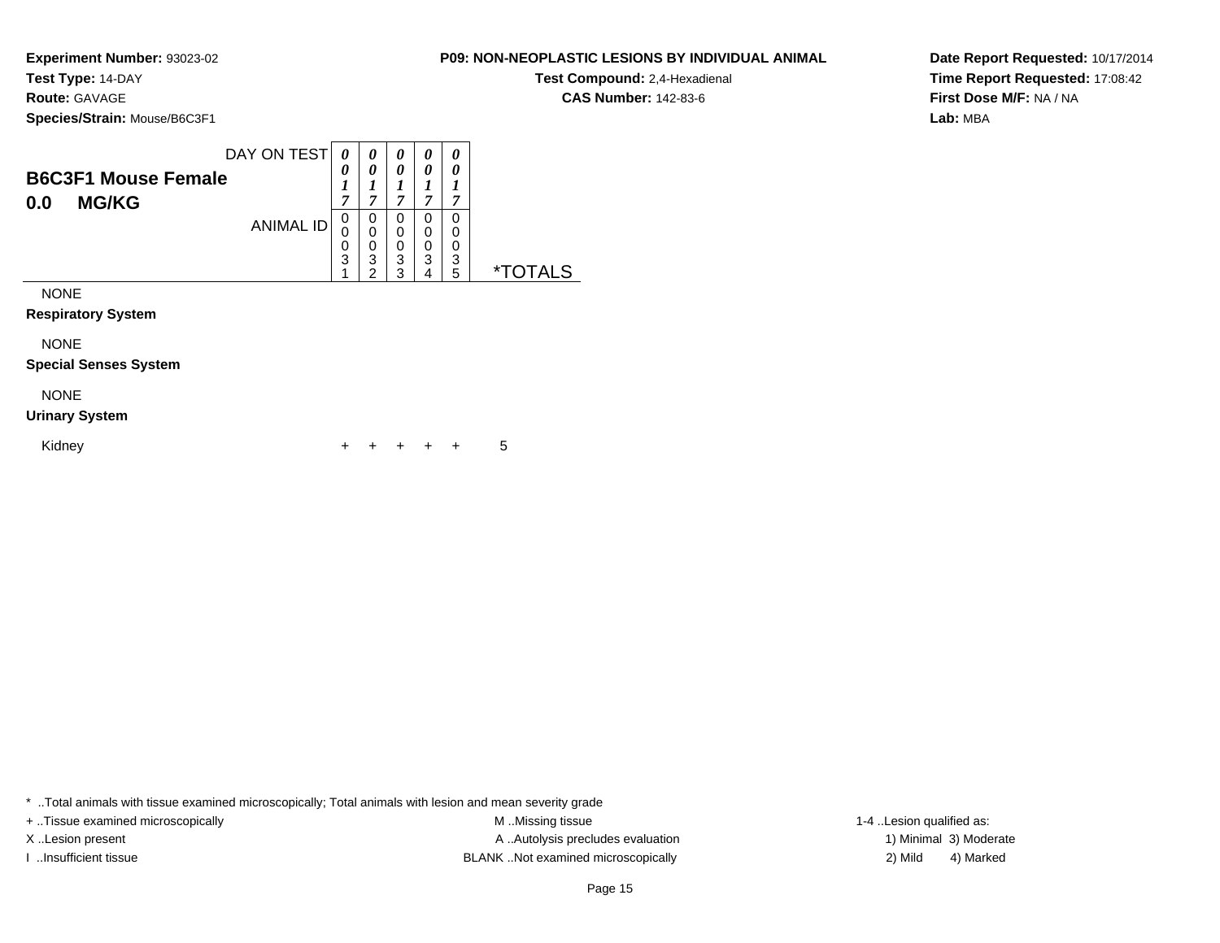**Experiment Number:** 93023-02
**Test Type:** 14-DAY
**Route:** GAVAGE
**Species/Strain:** Mouse/B6C3F1

**P09: NON-NEOPLASTIC LESIONS BY INDIVIDUAL ANIMAL**
**Test Compound:** 2,4-Hexadienal
**CAS Number:** 142-83-6

**Date Report Requested:** 10/17/2014
**Time Report Requested:** 17:08:42
**First Dose M/F:** NA / NA
**Lab:** MBA

## B6C3F1 Mouse Female
## 0.0 MG/KG

| DAY ON TEST | 0017 | 0017 | 0017 | 0017 | 0017 | |
|---|---|---|---|---|---|---|
| ANIMAL ID | 00031 | 00032 | 00033 | 00034 | 00035 | *TOTALS |
| NONE | | | | | | |
| **Respiratory System** | | | | | | |
| NONE | | | | | | |
| **Special Senses System** | | | | | | |
| NONE | | | | | | |
| **Urinary System** | | | | | | |
| Kidney | + | + | + | + | + | 5 |

* ..Total animals with tissue examined microscopically; Total animals with lesion and mean severity grade
+ ..Tissue examined microscopically
X ..Lesion present
I ..Insufficient tissue
M ..Missing tissue
A ..Autolysis precludes evaluation
BLANK ..Not examined microscopically
1-4 ..Lesion qualified as:
1) Minimal 3) Moderate
2) Mild 4) Marked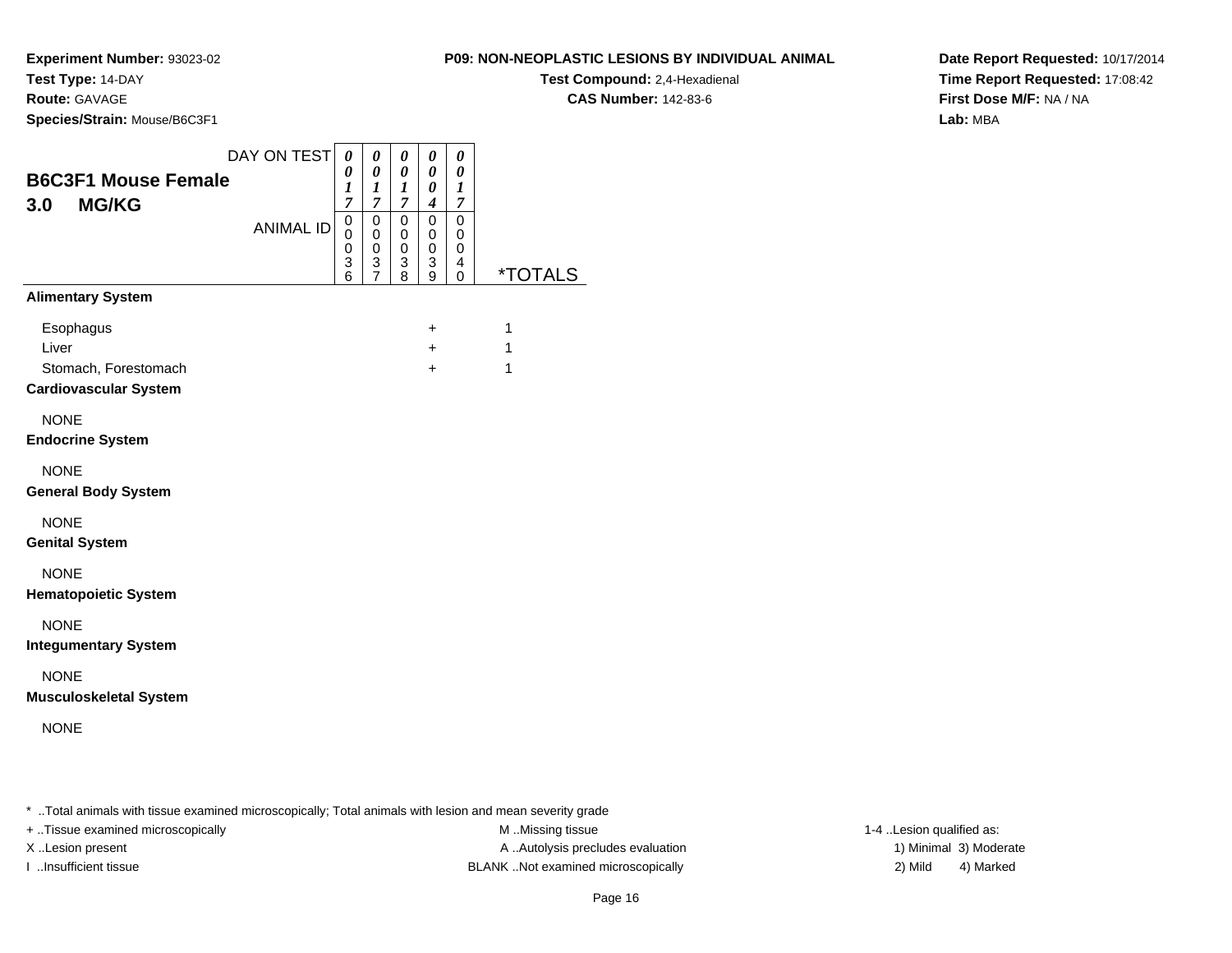**Experiment Number:** 93023-02
**Test Type:** 14-DAY
**Route:** GAVAGE
**Species/Strain:** Mouse/B6C3F1

**P09: NON-NEOPLASTIC LESIONS BY INDIVIDUAL ANIMAL**
**Test Compound:** 2,4-Hexadienal
**CAS Number:** 142-83-6

**Date Report Requested:** 10/17/2014
**Time Report Requested:** 17:08:42
**First Dose M/F:** NA / NA
**Lab:** MBA

## B6C3F1 Mouse Female
## 3.0 MG/KG

| DAY ON TEST | 0017 | 0017 | 0017 | 0004 | 0017 | |
|---|---|---|---|---|---|---|
| ANIMAL ID | 00036 | 00037 | 00038 | 00039 | 00040 | *TOTALS |
| **Alimentary System** | | | | | | |
| Esophagus | | | | + | | 1 |
| Liver | | | | + | | 1 |
| Stomach, Forestomach | | | | + | | 1 |
| **Cardiovascular System** | | | | | | |
| NONE | | | | | | |
| **Endocrine System** | | | | | | |
| NONE | | | | | | |
| **General Body System** | | | | | | |
| NONE | | | | | | |
| **Genital System** | | | | | | |
| NONE | | | | | | |
| **Hematopoietic System** | | | | | | |
| NONE | | | | | | |
| **Integumentary System** | | | | | | |
| NONE | | | | | | |
| **Musculoskeletal System** | | | | | | |
| NONE | | | | | | |

* ..Total animals with tissue examined microscopically; Total animals with lesion and mean severity grade
+ ..Tissue examined microscopically
X ..Lesion present
I ..Insufficient tissue
M ..Missing tissue
A ..Autolysis precludes evaluation
BLANK ..Not examined microscopically
1-4 ..Lesion qualified as:
1) Minimal 3) Moderate
2) Mild 4) Marked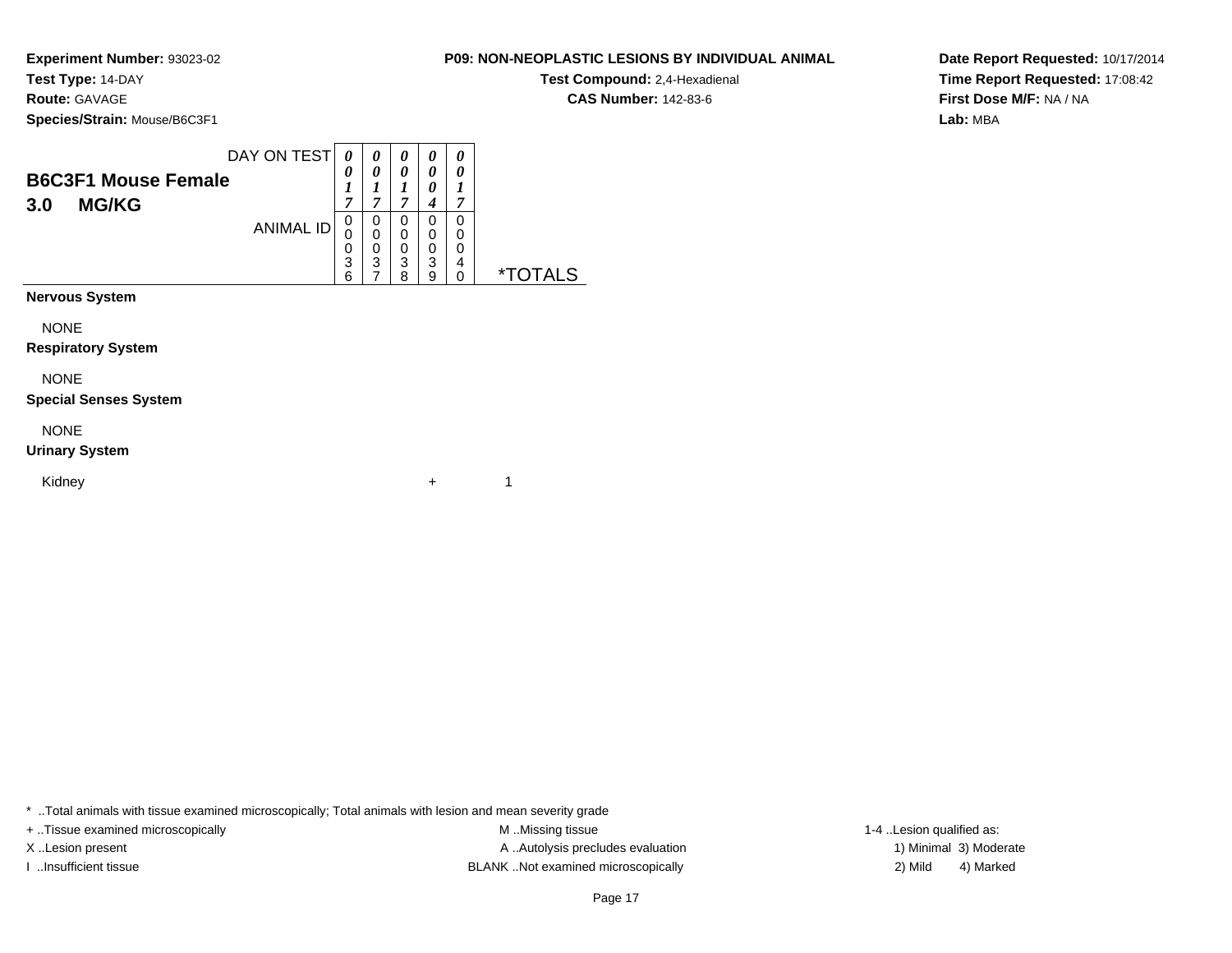**Experiment Number:** 93023-02
**Test Type:** 14-DAY
**Route:** GAVAGE
**Species/Strain:** Mouse/B6C3F1

**P09: NON-NEOPLASTIC LESIONS BY INDIVIDUAL ANIMAL**
**Test Compound:** 2,4-Hexadienal
**CAS Number:** 142-83-6

**Date Report Requested:** 10/17/2014
**Time Report Requested:** 17:08:42
**First Dose M/F:** NA / NA
**Lab:** MBA

## B6C3F1 Mouse Female
## 3.0 MG/KG

| DAY ON TEST | 0017 | 0017 | 0017 | 0004 | 0017 | |
|---|---|---|---|---|---|---|
| ANIMAL ID | 00036 | 00037 | 00038 | 00039 | 00040 | *TOTALS |
| **Nervous System** | | | | | | |
| NONE | | | | | | |
| **Respiratory System** | | | | | | |
| NONE | | | | | | |
| **Special Senses System** | | | | | | |
| NONE | | | | | | |
| **Urinary System** | | | | | | |
| Kidney | | | | + | | 1 |

* ..Total animals with tissue examined microscopically; Total animals with lesion and mean severity grade
+ ..Tissue examined microscopically
X ..Lesion present
I ..Insufficient tissue
M ..Missing tissue
A ..Autolysis precludes evaluation
BLANK ..Not examined microscopically
1-4 ..Lesion qualified as:
1) Minimal 3) Moderate
2) Mild 4) Marked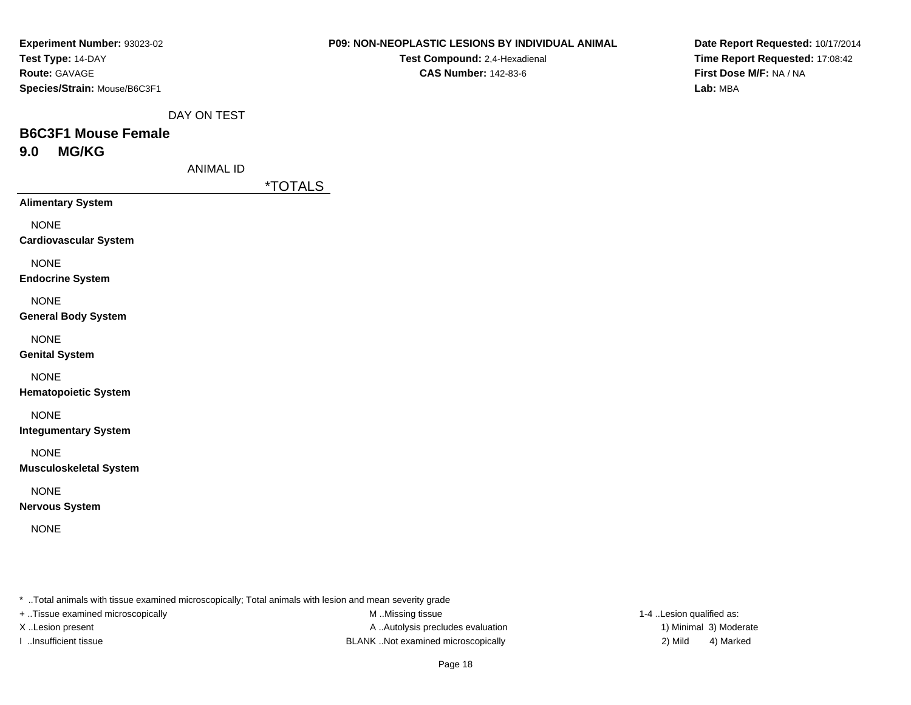**Experiment Number:** 93023-02
**Test Type:** 14-DAY
**Route:** GAVAGE
**Species/Strain:** Mouse/B6C3F1

**P09: NON-NEOPLASTIC LESIONS BY INDIVIDUAL ANIMAL**
**Test Compound:** 2,4-Hexadienal
**CAS Number:** 142-83-6

**Date Report Requested:** 10/17/2014
**Time Report Requested:** 17:08:42
**First Dose M/F:** NA / NA
**Lab:** MBA

DAY ON TEST

## B6C3F1 Mouse Female
## 9.0 MG/KG

ANIMAL ID

| | *TOTALS |
|---|---|
| **Alimentary System** | |
| NONE | |
| **Cardiovascular System** | |
| NONE | |
| **Endocrine System** | |
| NONE | |
| **General Body System** | |
| NONE | |
| **Genital System** | |
| NONE | |
| **Hematopoietic System** | |
| NONE | |
| **Integumentary System** | |
| NONE | |
| **Musculoskeletal System** | |
| NONE | |
| **Nervous System** | |
| NONE | |

* ..Total animals with tissue examined microscopically; Total animals with lesion and mean severity grade
+ ..Tissue examined microscopically
X ..Lesion present
I ..Insufficient tissue
M ..Missing tissue
A ..Autolysis precludes evaluation
BLANK ..Not examined microscopically
1-4 ..Lesion qualified as:
1) Minimal 3) Moderate
2) Mild 4) Marked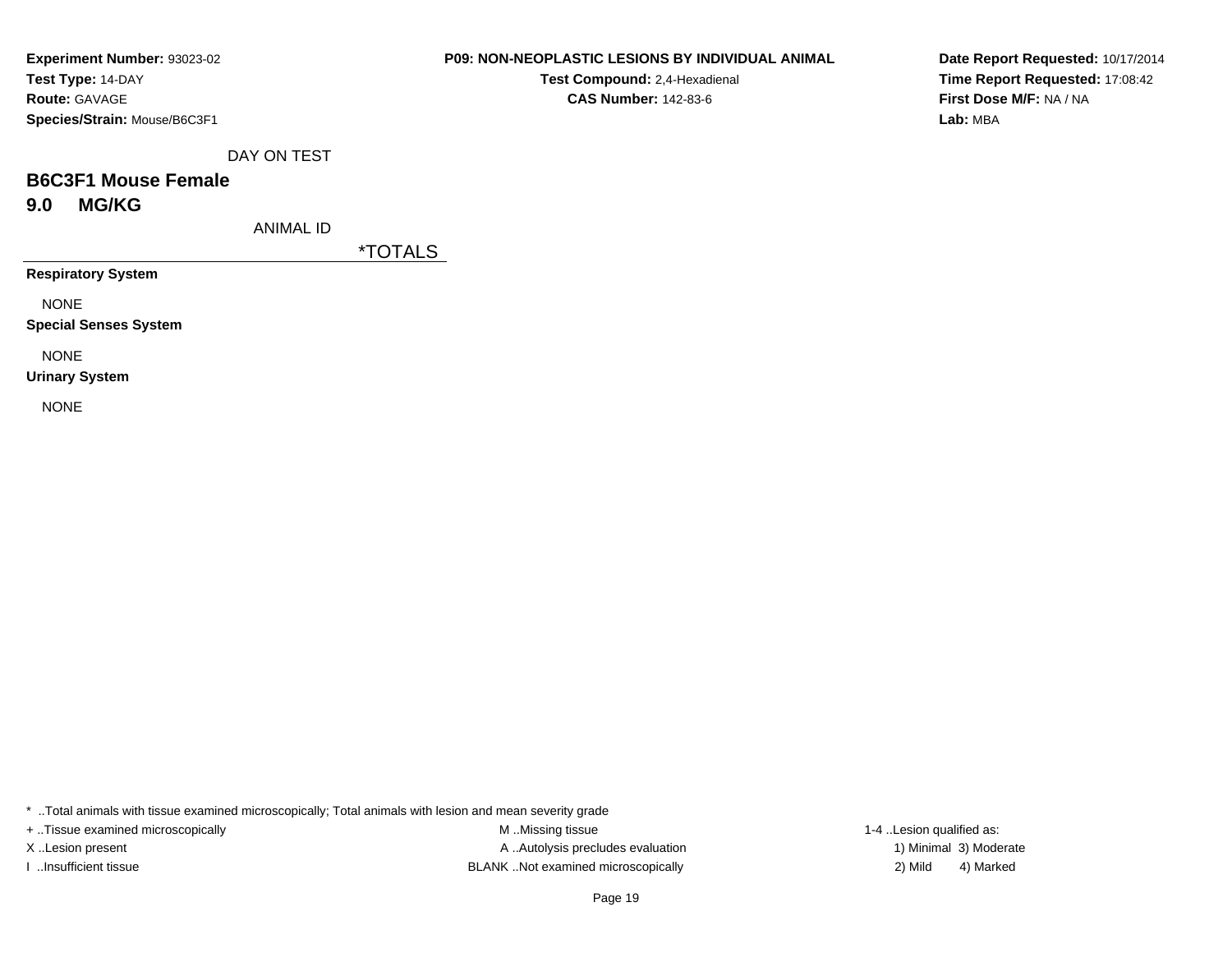**Experiment Number:** 93023-02
**Test Type:** 14-DAY
**Route:** GAVAGE
**Species/Strain:** Mouse/B6C3F1

**P09: NON-NEOPLASTIC LESIONS BY INDIVIDUAL ANIMAL**
**Test Compound:** 2,4-Hexadienal
**CAS Number:** 142-83-6

**Date Report Requested:** 10/17/2014
**Time Report Requested:** 17:08:42
**First Dose M/F:** NA / NA
**Lab:** MBA

DAY ON TEST

## B6C3F1 Mouse Female

## 9.0 MG/KG

ANIMAL ID

*TOTALS

**Respiratory System**

NONE

**Special Senses System**

NONE

**Urinary System**

NONE

* ..Total animals with tissue examined microscopically; Total animals with lesion and mean severity grade
+ ..Tissue examined microscopically
X ..Lesion present
I ..Insufficient tissue

M ..Missing tissue
A ..Autolysis precludes evaluation
BLANK ..Not examined microscopically

1-4 ..Lesion qualified as:
1) Minimal 3) Moderate
2) Mild 4) Marked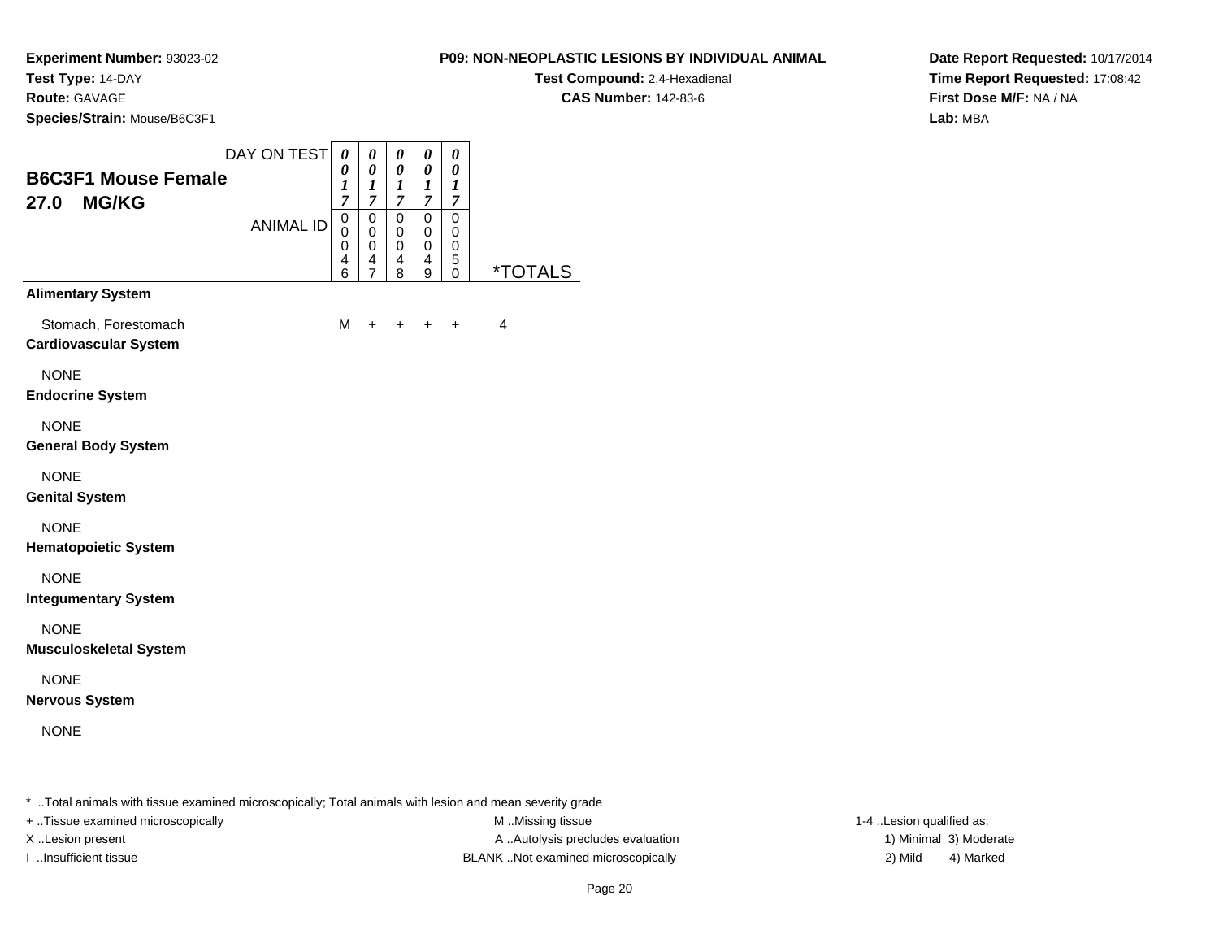**Experiment Number:** 93023-02
**Test Type:** 14-DAY
**Route:** GAVAGE
**Species/Strain:** Mouse/B6C3F1

**P09: NON-NEOPLASTIC LESIONS BY INDIVIDUAL ANIMAL**
**Test Compound:** 2,4-Hexadienal
**CAS Number:** 142-83-6

**Date Report Requested:** 10/17/2014
**Time Report Requested:** 17:08:42
**First Dose M/F:** NA / NA
**Lab:** MBA

## B6C3F1 Mouse Female
## 27.0 MG/KG

| DAY ON TEST | 0017 | 0017 | 0017 | 0017 | 0017 | |
|---|---|---|---|---|---|---|
| **ANIMAL ID** | 00046 | 00047 | 00048 | 00049 | 00050 | ***TOTALS** |
| **Alimentary System** | | | | | | |
| Stomach, Forestomach | M | + | + | + | + | 4 |
| **Cardiovascular System** | | | | | | |
| NONE | | | | | | |
| **Endocrine System** | | | | | | |
| NONE | | | | | | |
| **General Body System** | | | | | | |
| NONE | | | | | | |
| **Genital System** | | | | | | |
| NONE | | | | | | |
| **Hematopoietic System** | | | | | | |
| NONE | | | | | | |
| **Integumentary System** | | | | | | |
| NONE | | | | | | |
| **Musculoskeletal System** | | | | | | |
| NONE | | | | | | |
| **Nervous System** | | | | | | |
| NONE | | | | | | |

* ..Total animals with tissue examined microscopically; Total animals with lesion and mean severity grade
+ ..Tissue examined microscopically
X ..Lesion present
I ..Insufficient tissue

M ..Missing tissue
A ..Autolysis precludes evaluation
BLANK ..Not examined microscopically

1-4 ..Lesion qualified as:
1) Minimal 3) Moderate
2) Mild 4) Marked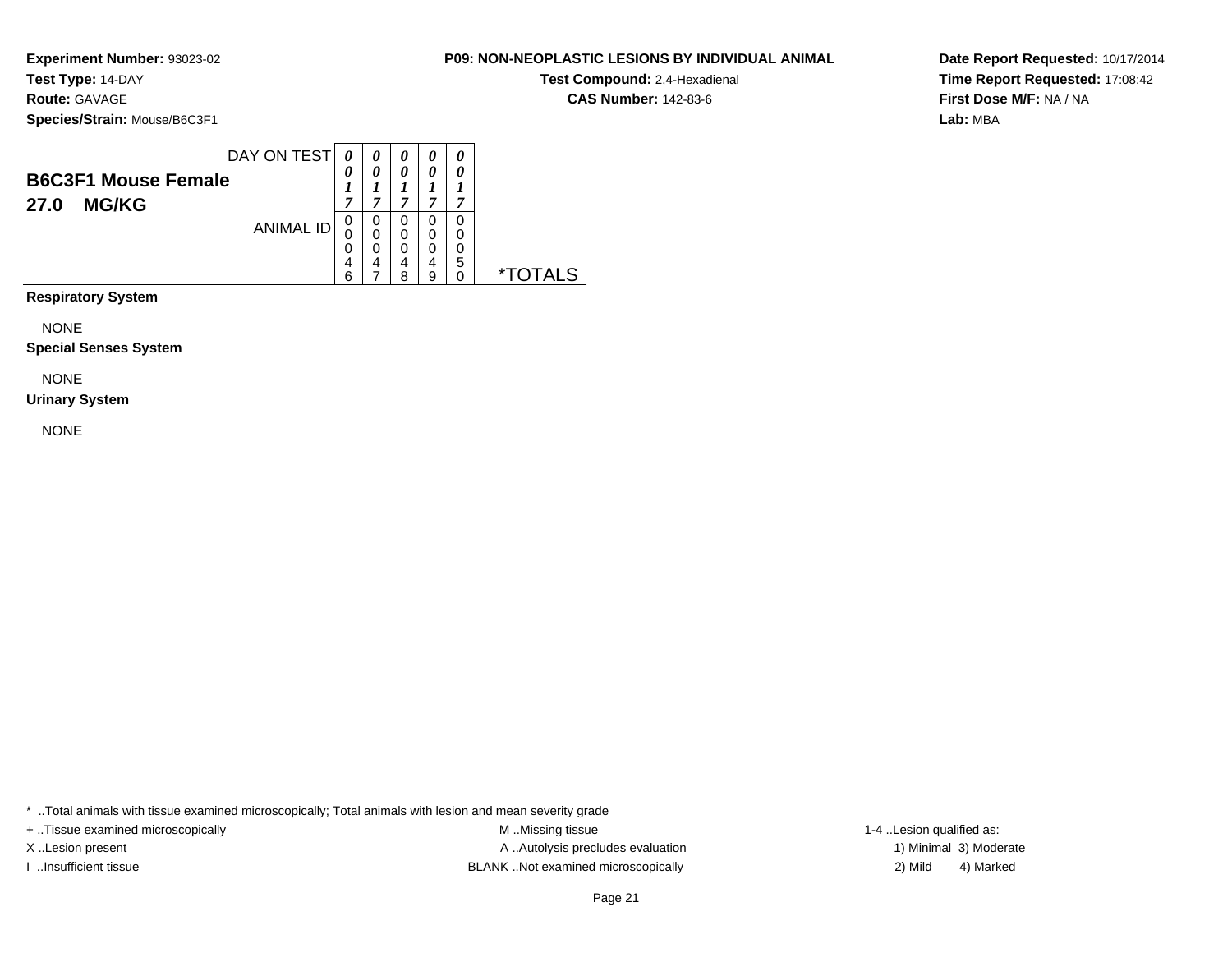**Experiment Number:** 93023-02
**Test Type:** 14-DAY
**Route:** GAVAGE
**Species/Strain:** Mouse/B6C3F1

**P09: NON-NEOPLASTIC LESIONS BY INDIVIDUAL ANIMAL**
**Test Compound:** 2,4-Hexadienal
**CAS Number:** 142-83-6

**Date Report Requested:** 10/17/2014
**Time Report Requested:** 17:08:42
**First Dose M/F:** NA / NA
**Lab:** MBA

## B6C3F1 Mouse Female
## 27.0 MG/KG

| DAY ON TEST | 0017 | 0017 | 0017 | 0017 | 0017 | |
|---|---|---|---|---|---|---|
| ANIMAL ID | 00046 | 00047 | 00048 | 00049 | 00050 | *TOTALS |

**Respiratory System**

NONE

**Special Senses System**

NONE

**Urinary System**

NONE

* ..Total animals with tissue examined microscopically; Total animals with lesion and mean severity grade
+ ..Tissue examined microscopically
X ..Lesion present
I ..Insufficient tissue
M ..Missing tissue
A ..Autolysis precludes evaluation
BLANK ..Not examined microscopically
1-4 ..Lesion qualified as:
1) Minimal 3) Moderate
2) Mild 4) Marked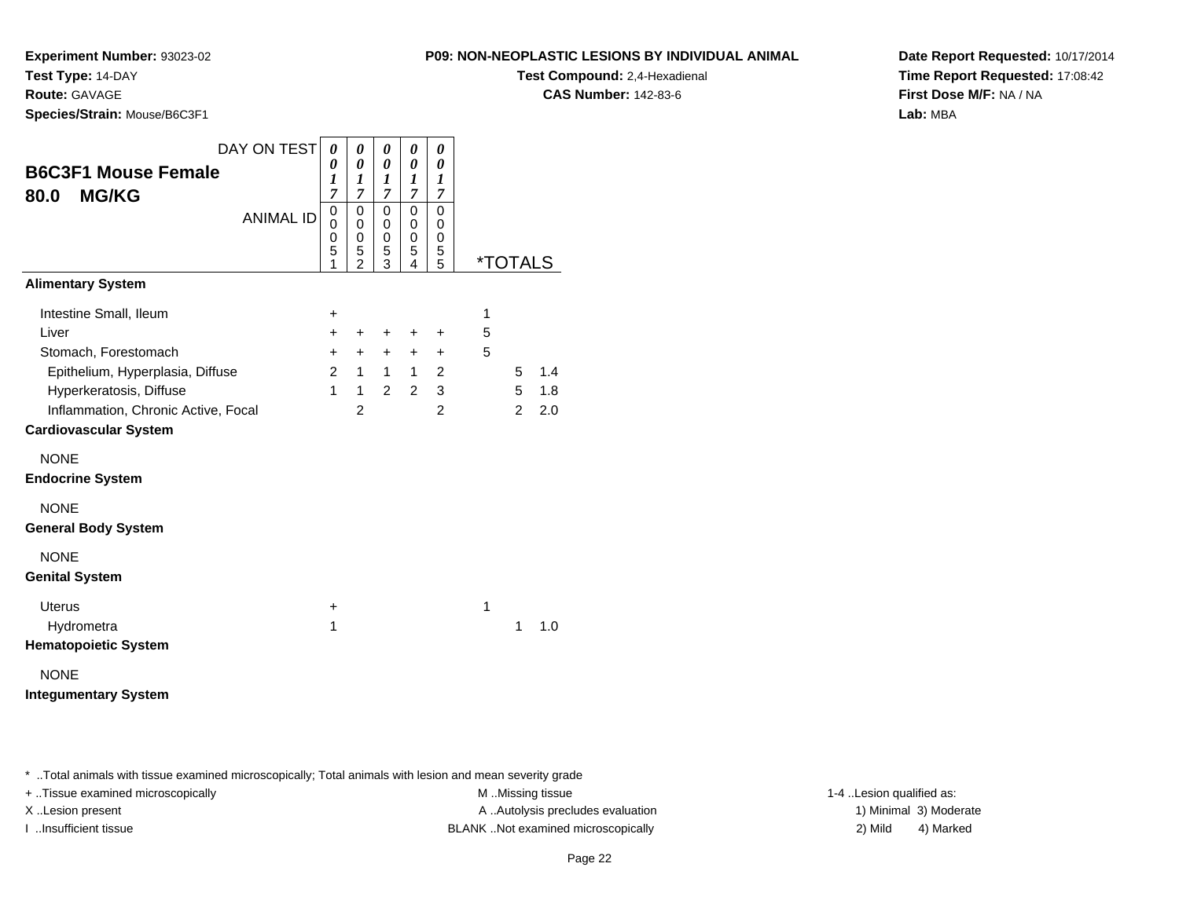**Experiment Number:** 93023-02
**Test Type:** 14-DAY
**Route:** GAVAGE
**Species/Strain:** Mouse/B6C3F1

**P09: NON-NEOPLASTIC LESIONS BY INDIVIDUAL ANIMAL**
**Test Compound:** 2,4-Hexadienal
**CAS Number:** 142-83-6

**Date Report Requested:** 10/17/2014
**Time Report Requested:** 17:08:42
**First Dose M/F:** NA / NA
**Lab:** MBA

## B6C3F1 Mouse Female
## 80.0 MG/KG

| DAY ON TEST | 0017 | 0017 | 0017 | 0017 | 0017 | | | |
|---|---|---|---|---|---|---|---|---|
| ANIMAL ID | 00051 | 00052 | 00053 | 00054 | 00055 | *TOTALS | | |
| **Alimentary System** | | | | | | | | |
| Intestine Small, Ileum | + | | | | | 1 | | |
| Liver | + | + | + | + | + | 5 | | |
| Stomach, Forestomach | + | + | + | + | + | 5 | | |
| Epithelium, Hyperplasia, Diffuse | 2 | 1 | 1 | 1 | 2 | | 5 | 1.4 |
| Hyperkeratosis, Diffuse | 1 | 1 | 2 | 2 | 3 | | 5 | 1.8 |
| Inflammation, Chronic Active, Focal | | 2 | | | 2 | | 2 | 2.0 |
| **Cardiovascular System** | | | | | | | | |
| NONE | | | | | | | | |
| **Endocrine System** | | | | | | | | |
| NONE | | | | | | | | |
| **General Body System** | | | | | | | | |
| NONE | | | | | | | | |
| **Genital System** | | | | | | | | |
| Uterus | + | | | | | 1 | | |
| Hydrometra | 1 | | | | | | 1 | 1.0 |
| **Hematopoietic System** | | | | | | | | |
| NONE | | | | | | | | |
| **Integumentary System** | | | | | | | | |

* ..Total animals with tissue examined microscopically; Total animals with lesion and mean severity grade

+ ..Tissue examined microscopically
X ..Lesion present
I ..Insufficient tissue

M ..Missing tissue
A ..Autolysis precludes evaluation
BLANK ..Not examined microscopically

1-4 ..Lesion qualified as:
1) Minimal 3) Moderate
2) Mild 4) Marked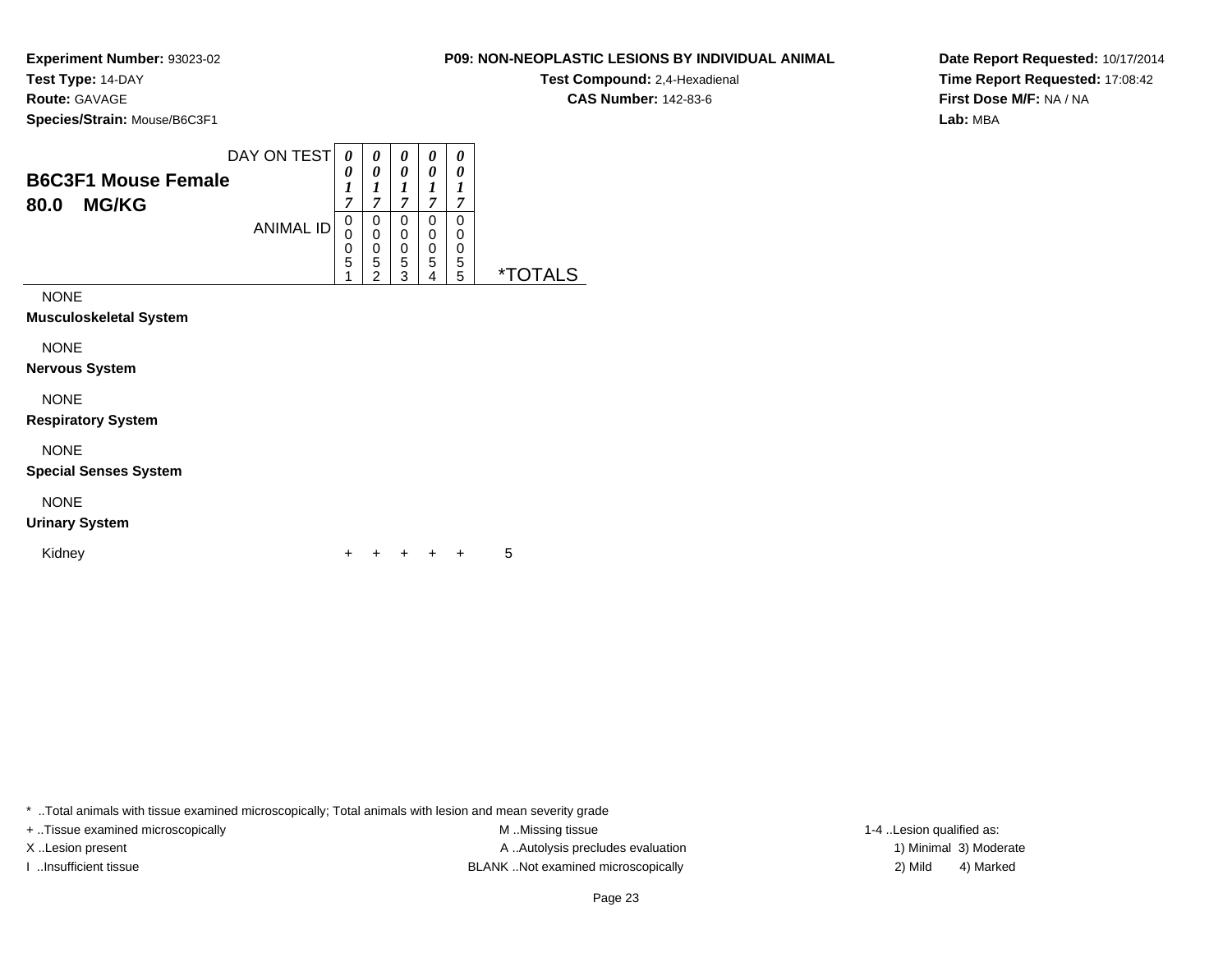**Experiment Number:** 93023-02
**Test Type:** 14-DAY
**Route:** GAVAGE
**Species/Strain:** Mouse/B6C3F1

**P09: NON-NEOPLASTIC LESIONS BY INDIVIDUAL ANIMAL**
**Test Compound:** 2,4-Hexadienal
**CAS Number:** 142-83-6

**Date Report Requested:** 10/17/2014
**Time Report Requested:** 17:08:42
**First Dose M/F:** NA / NA
**Lab:** MBA

## B6C3F1 Mouse Female
## 80.0 MG/KG

| DAY ON TEST | 0017 | 0017 | 0017 | 0017 | 0017 | |
|---|---|---|---|---|---|---|
| ANIMAL ID | 00051 | 00052 | 00053 | 00054 | 00055 | *TOTALS |
| NONE | | | | | | |
| **Musculoskeletal System** | | | | | | |
| NONE | | | | | | |
| **Nervous System** | | | | | | |
| NONE | | | | | | |
| **Respiratory System** | | | | | | |
| NONE | | | | | | |
| **Special Senses System** | | | | | | |
| NONE | | | | | | |
| **Urinary System** | | | | | | |
| Kidney | + | + | + | + | + | 5 |

* ..Total animals with tissue examined microscopically; Total animals with lesion and mean severity grade

+ ..Tissue examined microscopically
X ..Lesion present
I ..Insufficient tissue

M ..Missing tissue
A ..Autolysis precludes evaluation
BLANK ..Not examined microscopically

1-4 ..Lesion qualified as:
1) Minimal 3) Moderate
2) Mild 4) Marked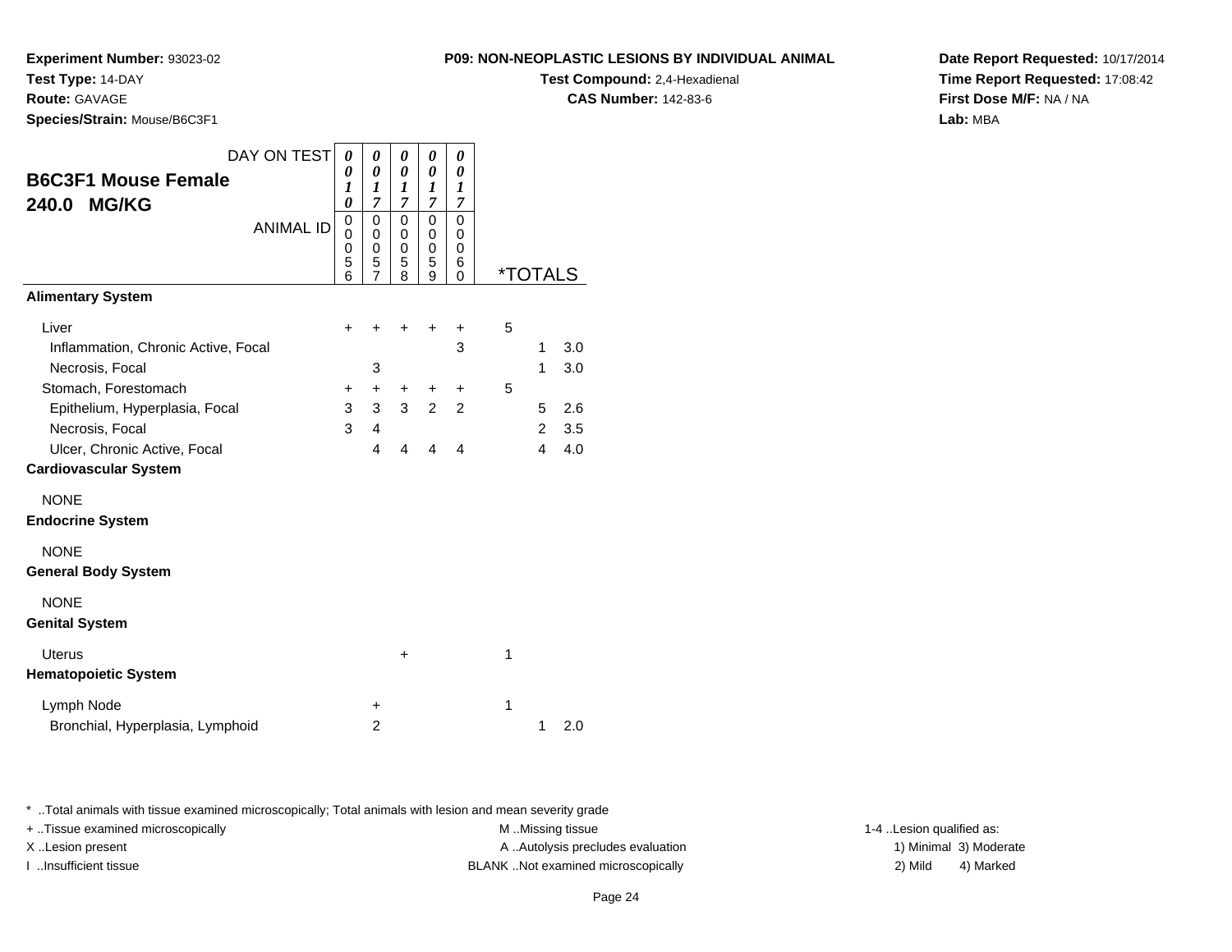**Experiment Number:** 93023-02
**Test Type:** 14-DAY
**Route:** GAVAGE
**Species/Strain:** Mouse/B6C3F1

**P09: NON-NEOPLASTIC LESIONS BY INDIVIDUAL ANIMAL**
**Test Compound:** 2,4-Hexadienal
**CAS Number:** 142-83-6

**Date Report Requested:** 10/17/2014
**Time Report Requested:** 17:08:42
**First Dose M/F:** NA / NA
**Lab:** MBA

## B6C3F1 Mouse Female
## 240.0 MG/KG

| DAY ON TEST | 0010 | 0017 | 0017 | 0017 | 0017 | *TOTALS | | |
|---|---|---|---|---|---|---|---|---|
| ANIMAL ID | 00056 | 00057 | 00058 | 00059 | 00060 | | | |
| **Alimentary System** | | | | | | | | |
| Liver | + | + | + | + | + | 5 | | |
| Inflammation, Chronic Active, Focal | | | | | 3 | | 1 | 3.0 |
| Necrosis, Focal | | 3 | | | | | 1 | 3.0 |
| Stomach, Forestomach | + | + | + | + | + | 5 | | |
| Epithelium, Hyperplasia, Focal | 3 | 3 | 3 | 2 | 2 | | 5 | 2.6 |
| Necrosis, Focal | 3 | 4 | | | | | 2 | 3.5 |
| Ulcer, Chronic Active, Focal | | 4 | 4 | 4 | 4 | | 4 | 4.0 |
| **Cardiovascular System** | | | | | | | | |
| NONE | | | | | | | | |
| **Endocrine System** | | | | | | | | |
| NONE | | | | | | | | |
| **General Body System** | | | | | | | | |
| NONE | | | | | | | | |
| **Genital System** | | | | | | | | |
| Uterus | | | + | | | 1 | | |
| **Hematopoietic System** | | | | | | | | |
| Lymph Node | | + | | | | 1 | | |
| Bronchial, Hyperplasia, Lymphoid | | 2 | | | | | 1 | 2.0 |

\* ..Total animals with tissue examined microscopically; Total animals with lesion and mean severity grade
+ ..Tissue examined microscopically
X ..Lesion present
I ..Insufficient tissue
M ..Missing tissue
A ..Autolysis precludes evaluation
BLANK ..Not examined microscopically
1-4 ..Lesion qualified as: 1) Minimal 2) Mild 3) Moderate 4) Marked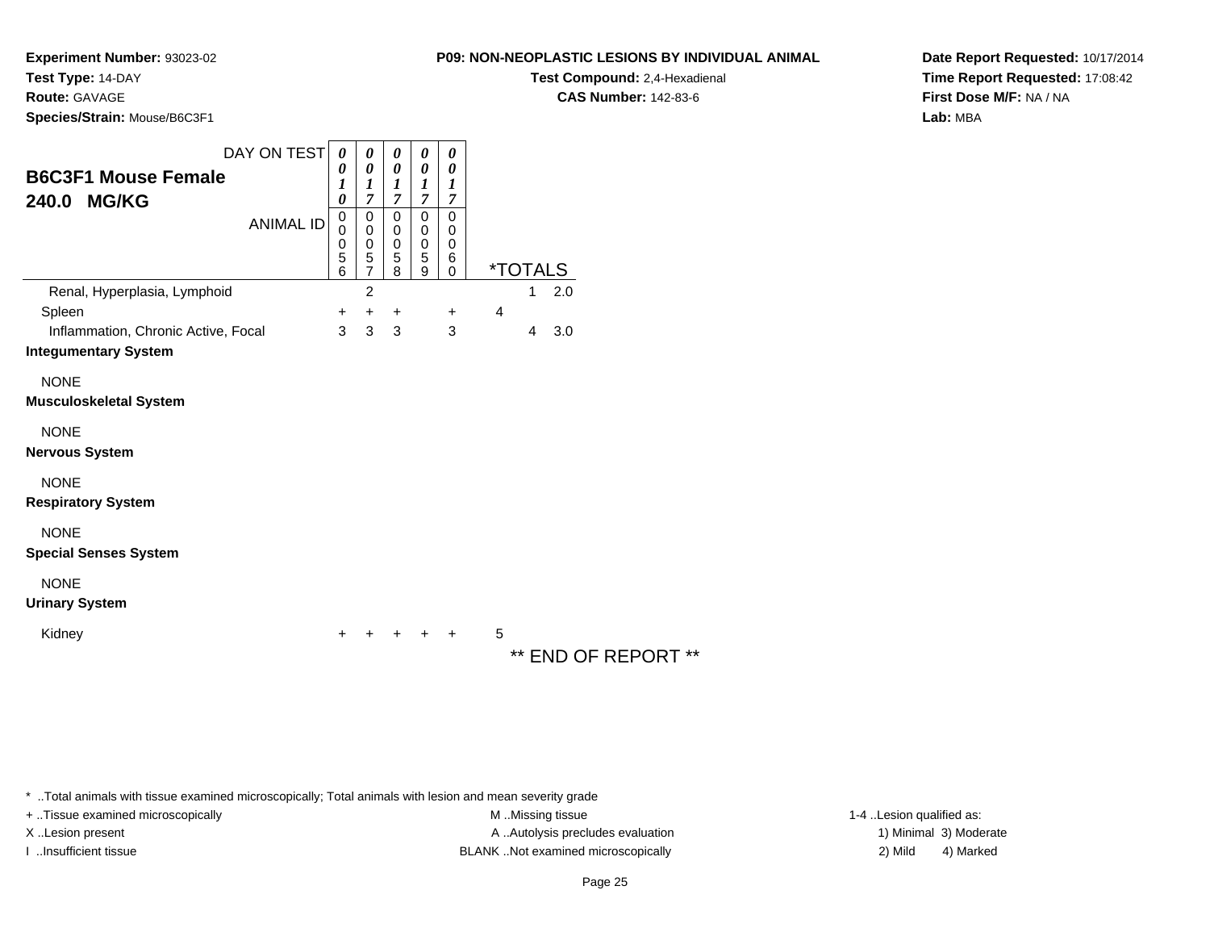**Experiment Number:** 93023-02
**Test Type:** 14-DAY
**Route:** GAVAGE
**Species/Strain:** Mouse/B6C3F1

**P09: NON-NEOPLASTIC LESIONS BY INDIVIDUAL ANIMAL**
**Test Compound:** 2,4-Hexadienal
**CAS Number:** 142-83-6

**Date Report Requested:** 10/17/2014
**Time Report Requested:** 17:08:42
**First Dose M/F:** NA / NA
**Lab:** MBA

## B6C3F1 Mouse Female
## 240.0 MG/KG

| DAY ON TEST | 0010 | 0017 | 0017 | 0017 | 0017 | | |
|---|---|---|---|---|---|---|---|
| ANIMAL ID | 00056 | 00057 | 00058 | 00059 | 00060 | *TOTALS | |
| Renal, Hyperplasia, Lymphoid | | 2 | | | | 1 | 2.0 |
| Spleen | + | + | + | | + | 4 | |
| Inflammation, Chronic Active, Focal | 3 | 3 | 3 | | 3 | 4 | 3.0 |
| **Integumentary System** | | | | | | | |
| NONE | | | | | | | |
| **Musculoskeletal System** | | | | | | | |
| NONE | | | | | | | |
| **Nervous System** | | | | | | | |
| NONE | | | | | | | |
| **Respiratory System** | | | | | | | |
| NONE | | | | | | | |
| **Special Senses System** | | | | | | | |
| NONE | | | | | | | |
| **Urinary System** | | | | | | | |
| Kidney | + | + | + | + | + | 5 | |

** END OF REPORT **

* ..Total animals with tissue examined microscopically; Total animals with lesion and mean severity grade
+ ..Tissue examined microscopically
X ..Lesion present
I ..Insufficient tissue

M ..Missing tissue
A ..Autolysis precludes evaluation
BLANK ..Not examined microscopically

1-4 ..Lesion qualified as:
1) Minimal 3) Moderate
2) Mild 4) Marked